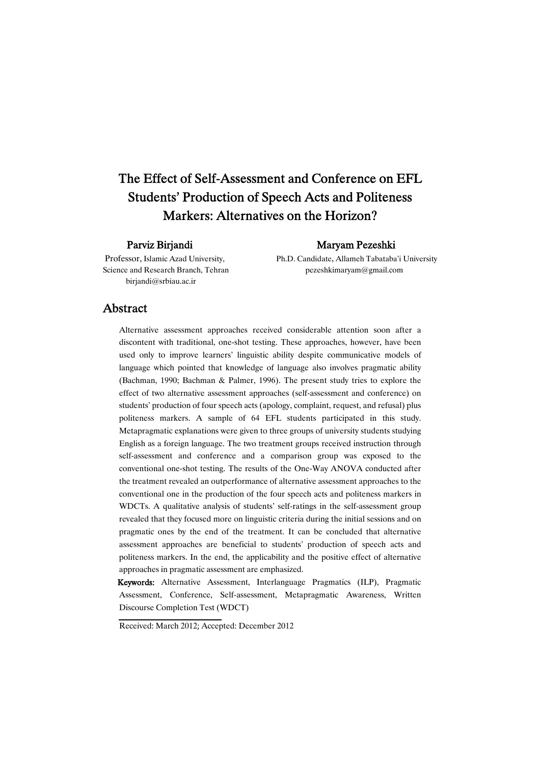# The Effect of Self-Assessment and Conference on EFL Students' Production of Speech Acts and Politeness Markers: Alternatives on the Horizon?

**Parviz Birjandi**

Professor, Islamic Azad University, Science and Research Branch, Tehran
birjandi@srbiau.ac.ir

**Maryam Pezeshki**

Ph.D. Candidate, Allameh Tabataba'i University
pezeshkimaryam@gmail.com

## Abstract

Alternative assessment approaches received considerable attention soon after a discontent with traditional, one-shot testing. These approaches, however, have been used only to improve learners' linguistic ability despite communicative models of language which pointed that knowledge of language also involves pragmatic ability (Bachman, 1990; Bachman & Palmer, 1996). The present study tries to explore the effect of two alternative assessment approaches (self-assessment and conference) on students' production of four speech acts (apology, complaint, request, and refusal) plus politeness markers. A sample of 64 EFL students participated in this study. Metapragmatic explanations were given to three groups of university students studying English as a foreign language. The two treatment groups received instruction through self-assessment and conference and a comparison group was exposed to the conventional one-shot testing. The results of the One-Way ANOVA conducted after the treatment revealed an outperformance of alternative assessment approaches to the conventional one in the production of the four speech acts and politeness markers in WDCTs. A qualitative analysis of students' self-ratings in the self-assessment group revealed that they focused more on linguistic criteria during the initial sessions and on pragmatic ones by the end of the treatment. It can be concluded that alternative assessment approaches are beneficial to students' production of speech acts and politeness markers. In the end, the applicability and the positive effect of alternative approaches in pragmatic assessment are emphasized.

**Keywords:** Alternative Assessment, Interlanguage Pragmatics (ILP), Pragmatic Assessment, Conference, Self-assessment, Metapragmatic Awareness, Written Discourse Completion Test (WDCT)

Received: March 2012; Accepted: December 2012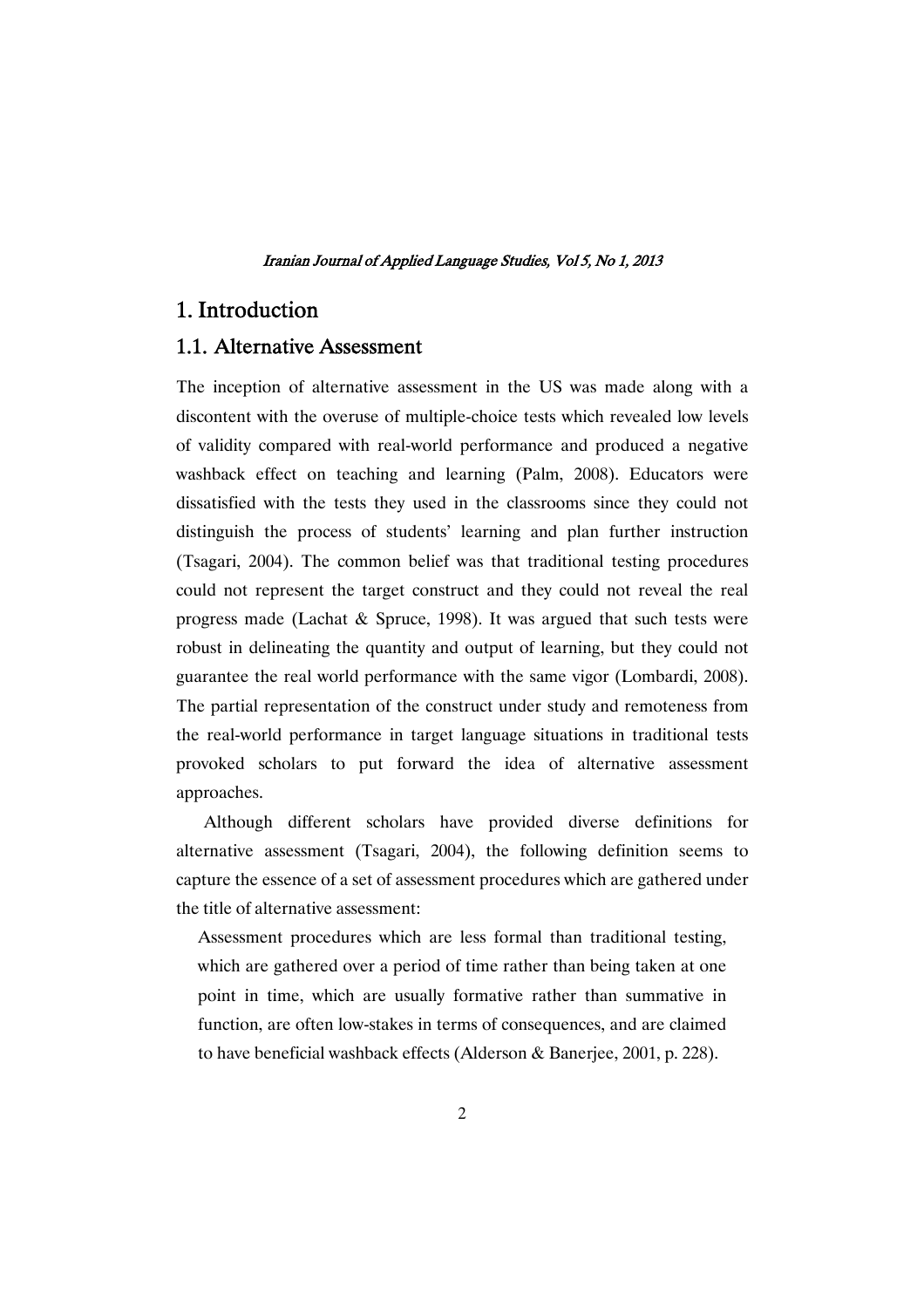# 1. Introduction

## 1.1. Alternative Assessment

The inception of alternative assessment in the US was made along with a discontent with the overuse of multiple-choice tests which revealed low levels of validity compared with real-world performance and produced a negative washback effect on teaching and learning (Palm, 2008). Educators were dissatisfied with the tests they used in the classrooms since they could not distinguish the process of students' learning and plan further instruction (Tsagari, 2004). The common belief was that traditional testing procedures could not represent the target construct and they could not reveal the real progress made (Lachat & Spruce, 1998). It was argued that such tests were robust in delineating the quantity and output of learning, but they could not guarantee the real world performance with the same vigor (Lombardi, 2008). The partial representation of the construct under study and remoteness from the real-world performance in target language situations in traditional tests provoked scholars to put forward the idea of alternative assessment approaches.

Although different scholars have provided diverse definitions for alternative assessment (Tsagari, 2004), the following definition seems to capture the essence of a set of assessment procedures which are gathered under the title of alternative assessment:

> Assessment procedures which are less formal than traditional testing, which are gathered over a period of time rather than being taken at one point in time, which are usually formative rather than summative in function, are often low-stakes in terms of consequences, and are claimed to have beneficial washback effects (Alderson & Banerjee, 2001, p. 228).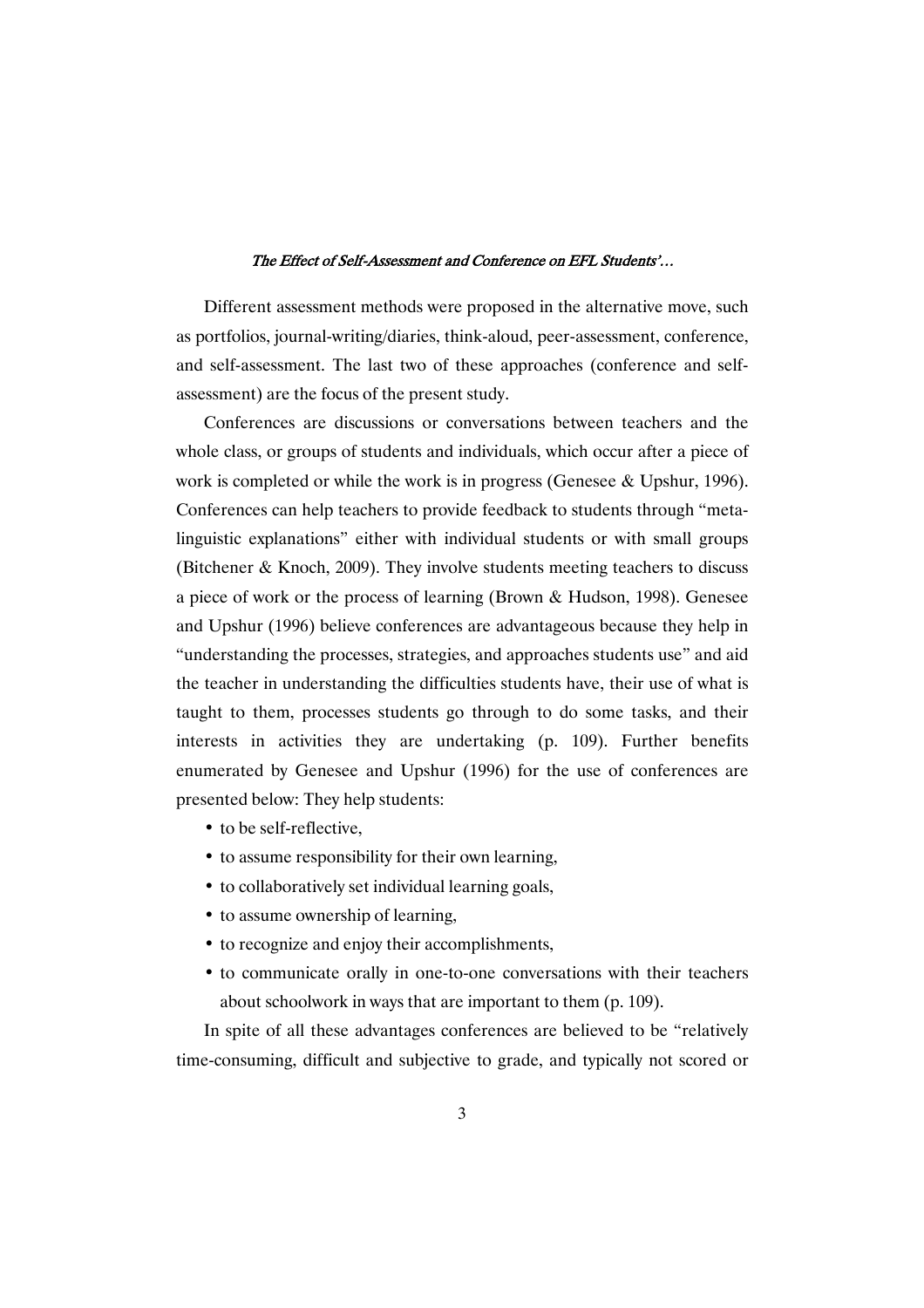Different assessment methods were proposed in the alternative move, such as portfolios, journal-writing/diaries, think-aloud, peer-assessment, conference, and self-assessment. The last two of these approaches (conference and self-assessment) are the focus of the present study.

Conferences are discussions or conversations between teachers and the whole class, or groups of students and individuals, which occur after a piece of work is completed or while the work is in progress (Genesee & Upshur, 1996). Conferences can help teachers to provide feedback to students through "meta-linguistic explanations" either with individual students or with small groups (Bitchener & Knoch, 2009). They involve students meeting teachers to discuss a piece of work or the process of learning (Brown & Hudson, 1998). Genesee and Upshur (1996) believe conferences are advantageous because they help in "understanding the processes, strategies, and approaches students use" and aid the teacher in understanding the difficulties students have, their use of what is taught to them, processes students go through to do some tasks, and their interests in activities they are undertaking (p. 109). Further benefits enumerated by Genesee and Upshur (1996) for the use of conferences are presented below: They help students:

- to be self-reflective,
- to assume responsibility for their own learning,
- to collaboratively set individual learning goals,
- to assume ownership of learning,
- to recognize and enjoy their accomplishments,
- to communicate orally in one-to-one conversations with their teachers about schoolwork in ways that are important to them (p. 109).

In spite of all these advantages conferences are believed to be "relatively time-consuming, difficult and subjective to grade, and typically not scored or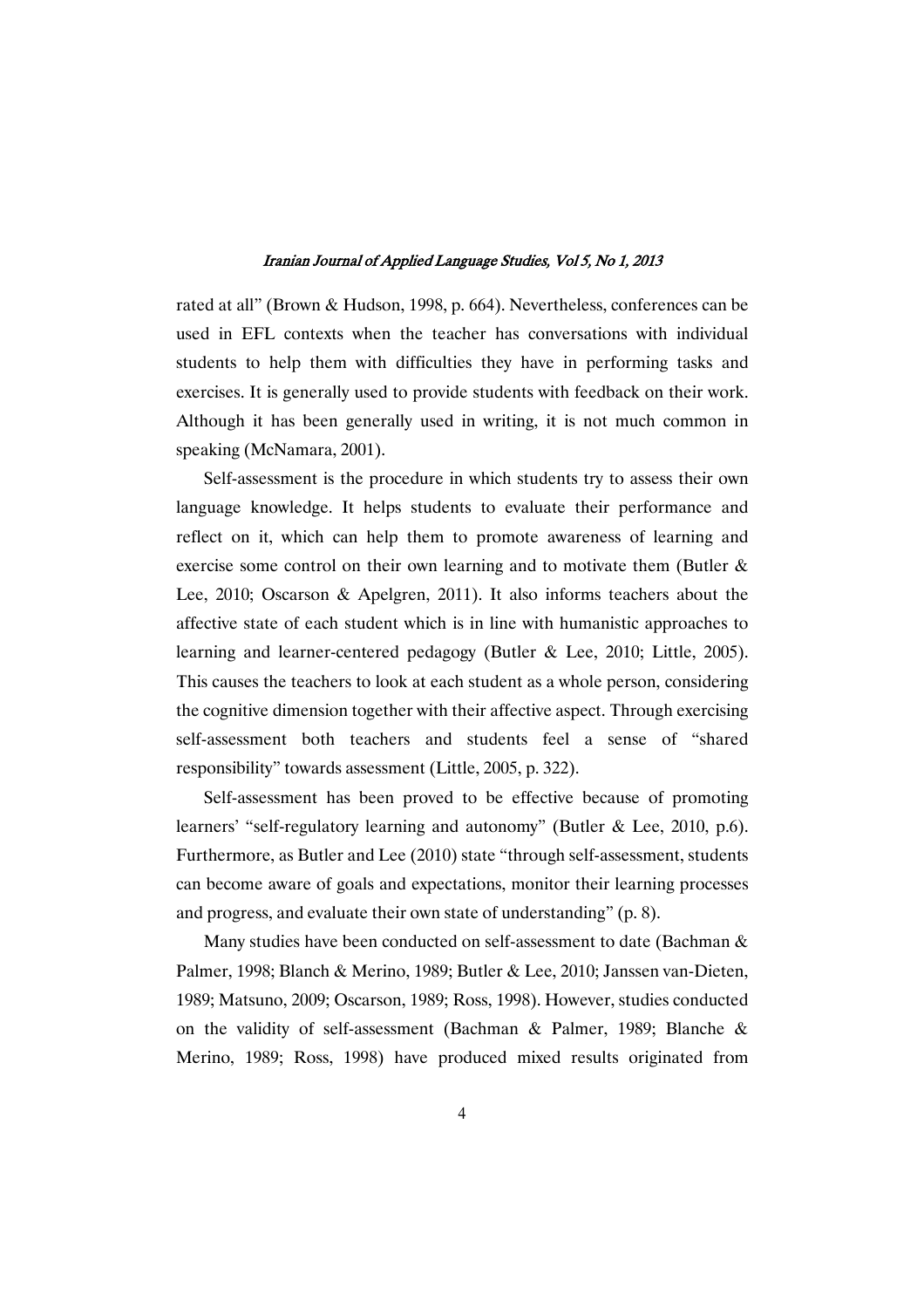rated at all" (Brown & Hudson, 1998, p. 664). Nevertheless, conferences can be used in EFL contexts when the teacher has conversations with individual students to help them with difficulties they have in performing tasks and exercises. It is generally used to provide students with feedback on their work. Although it has been generally used in writing, it is not much common in speaking (McNamara, 2001).

Self-assessment is the procedure in which students try to assess their own language knowledge. It helps students to evaluate their performance and reflect on it, which can help them to promote awareness of learning and exercise some control on their own learning and to motivate them (Butler & Lee, 2010; Oscarson & Apelgren, 2011). It also informs teachers about the affective state of each student which is in line with humanistic approaches to learning and learner-centered pedagogy (Butler & Lee, 2010; Little, 2005). This causes the teachers to look at each student as a whole person, considering the cognitive dimension together with their affective aspect. Through exercising self-assessment both teachers and students feel a sense of "shared responsibility" towards assessment (Little, 2005, p. 322).

Self-assessment has been proved to be effective because of promoting learners' "self-regulatory learning and autonomy" (Butler & Lee, 2010, p.6). Furthermore, as Butler and Lee (2010) state "through self-assessment, students can become aware of goals and expectations, monitor their learning processes and progress, and evaluate their own state of understanding" (p. 8).

Many studies have been conducted on self-assessment to date (Bachman & Palmer, 1998; Blanch & Merino, 1989; Butler & Lee, 2010; Janssen van-Dieten, 1989; Matsuno, 2009; Oscarson, 1989; Ross, 1998). However, studies conducted on the validity of self-assessment (Bachman & Palmer, 1989; Blanche & Merino, 1989; Ross, 1998) have produced mixed results originated from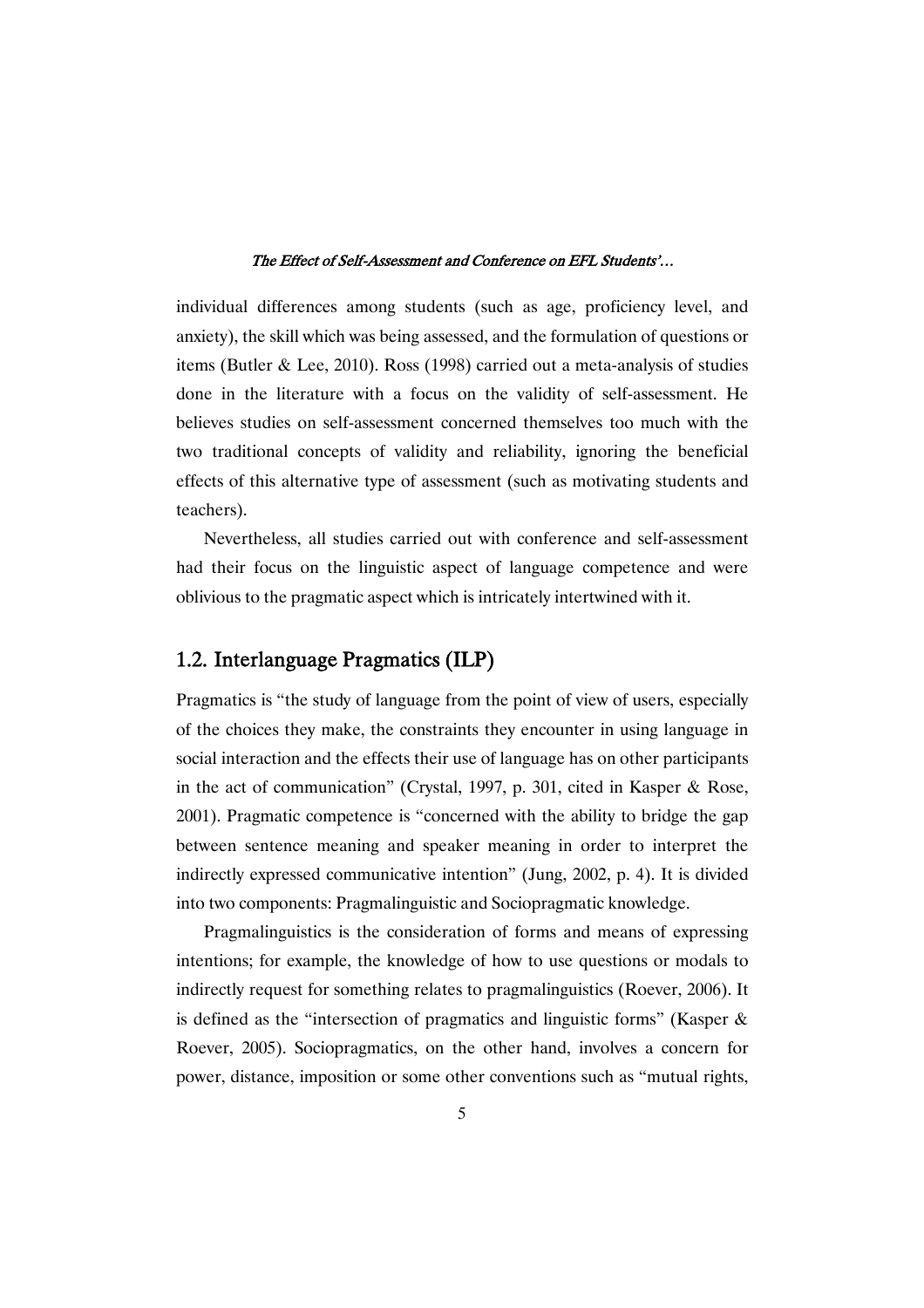individual differences among students (such as age, proficiency level, and anxiety), the skill which was being assessed, and the formulation of questions or items (Butler & Lee, 2010). Ross (1998) carried out a meta-analysis of studies done in the literature with a focus on the validity of self-assessment. He believes studies on self-assessment concerned themselves too much with the two traditional concepts of validity and reliability, ignoring the beneficial effects of this alternative type of assessment (such as motivating students and teachers).

Nevertheless, all studies carried out with conference and self-assessment had their focus on the linguistic aspect of language competence and were oblivious to the pragmatic aspect which is intricately intertwined with it.

## 1.2. Interlanguage Pragmatics (ILP)

Pragmatics is "the study of language from the point of view of users, especially of the choices they make, the constraints they encounter in using language in social interaction and the effects their use of language has on other participants in the act of communication" (Crystal, 1997, p. 301, cited in Kasper & Rose, 2001). Pragmatic competence is "concerned with the ability to bridge the gap between sentence meaning and speaker meaning in order to interpret the indirectly expressed communicative intention" (Jung, 2002, p. 4). It is divided into two components: Pragmalinguistic and Sociopragmatic knowledge.

Pragmalinguistics is the consideration of forms and means of expressing intentions; for example, the knowledge of how to use questions or modals to indirectly request for something relates to pragmalinguistics (Roever, 2006). It is defined as the "intersection of pragmatics and linguistic forms" (Kasper & Roever, 2005). Sociopragmatics, on the other hand, involves a concern for power, distance, imposition or some other conventions such as "mutual rights,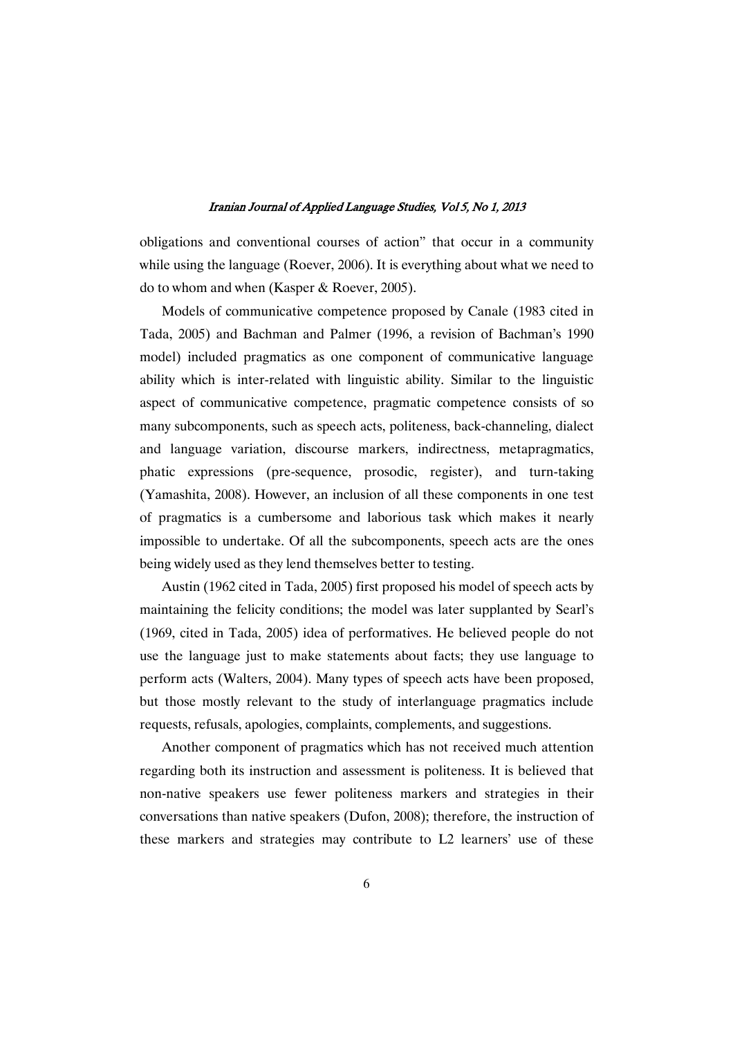obligations and conventional courses of action" that occur in a community while using the language (Roever, 2006). It is everything about what we need to do to whom and when (Kasper & Roever, 2005).

Models of communicative competence proposed by Canale (1983 cited in Tada, 2005) and Bachman and Palmer (1996, a revision of Bachman's 1990 model) included pragmatics as one component of communicative language ability which is inter-related with linguistic ability. Similar to the linguistic aspect of communicative competence, pragmatic competence consists of so many subcomponents, such as speech acts, politeness, back-channeling, dialect and language variation, discourse markers, indirectness, metapragmatics, phatic expressions (pre-sequence, prosodic, register), and turn-taking (Yamashita, 2008). However, an inclusion of all these components in one test of pragmatics is a cumbersome and laborious task which makes it nearly impossible to undertake. Of all the subcomponents, speech acts are the ones being widely used as they lend themselves better to testing.

Austin (1962 cited in Tada, 2005) first proposed his model of speech acts by maintaining the felicity conditions; the model was later supplanted by Searl's (1969, cited in Tada, 2005) idea of performatives. He believed people do not use the language just to make statements about facts; they use language to perform acts (Walters, 2004). Many types of speech acts have been proposed, but those mostly relevant to the study of interlanguage pragmatics include requests, refusals, apologies, complaints, complements, and suggestions.

Another component of pragmatics which has not received much attention regarding both its instruction and assessment is politeness. It is believed that non-native speakers use fewer politeness markers and strategies in their conversations than native speakers (Dufon, 2008); therefore, the instruction of these markers and strategies may contribute to L2 learners' use of these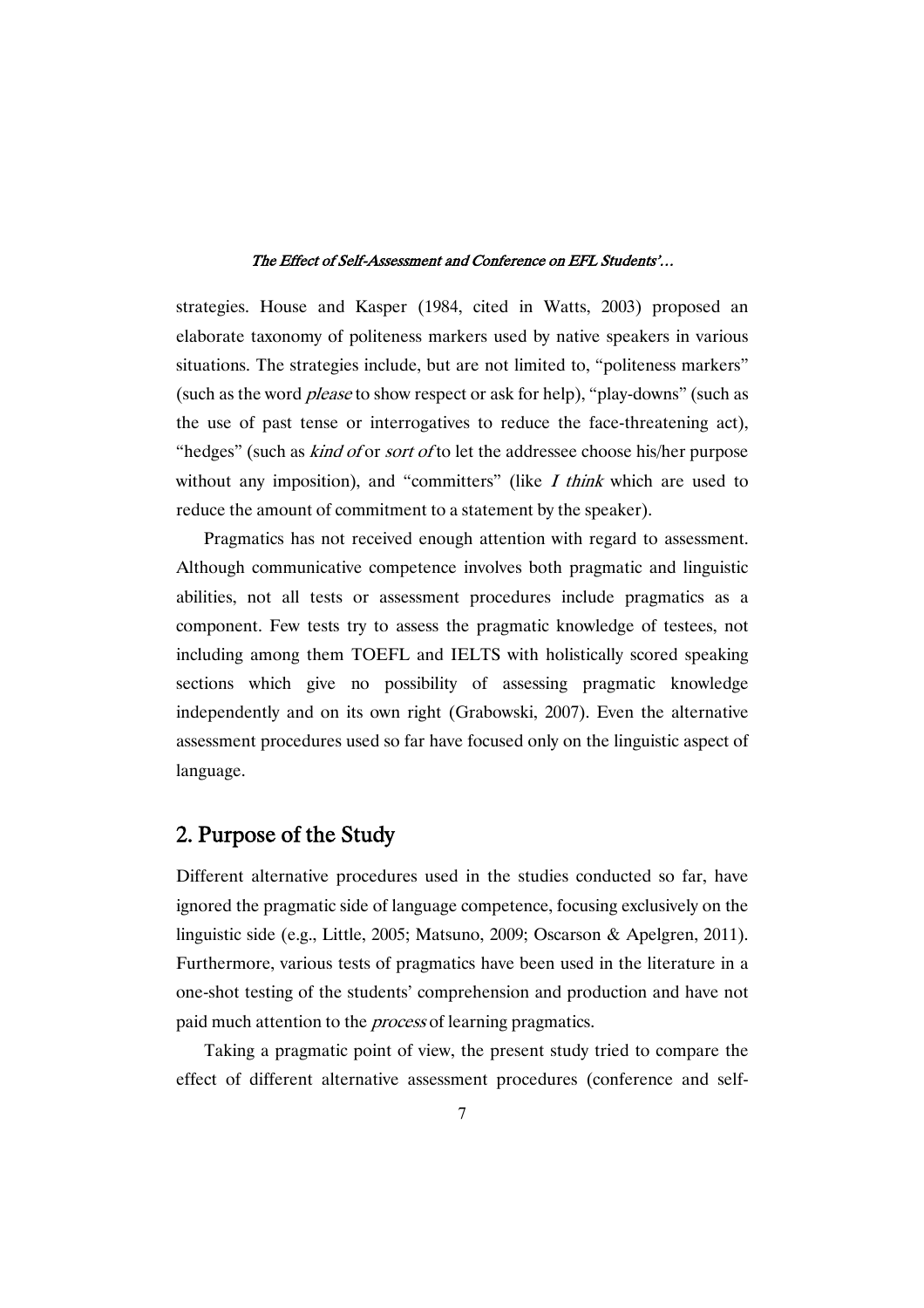strategies. House and Kasper (1984, cited in Watts, 2003) proposed an elaborate taxonomy of politeness markers used by native speakers in various situations. The strategies include, but are not limited to, "politeness markers" (such as the word *please* to show respect or ask for help), "play-downs" (such as the use of past tense or interrogatives to reduce the face-threatening act), "hedges" (such as *kind of* or *sort of* to let the addressee choose his/her purpose without any imposition), and "committers" (like *I think* which are used to reduce the amount of commitment to a statement by the speaker).

Pragmatics has not received enough attention with regard to assessment. Although communicative competence involves both pragmatic and linguistic abilities, not all tests or assessment procedures include pragmatics as a component. Few tests try to assess the pragmatic knowledge of testees, not including among them TOEFL and IELTS with holistically scored speaking sections which give no possibility of assessing pragmatic knowledge independently and on its own right (Grabowski, 2007). Even the alternative assessment procedures used so far have focused only on the linguistic aspect of language.

## 2. Purpose of the Study

Different alternative procedures used in the studies conducted so far, have ignored the pragmatic side of language competence, focusing exclusively on the linguistic side (e.g., Little, 2005; Matsuno, 2009; Oscarson & Apelgren, 2011). Furthermore, various tests of pragmatics have been used in the literature in a one-shot testing of the students' comprehension and production and have not paid much attention to the *process* of learning pragmatics.

Taking a pragmatic point of view, the present study tried to compare the effect of different alternative assessment procedures (conference and self-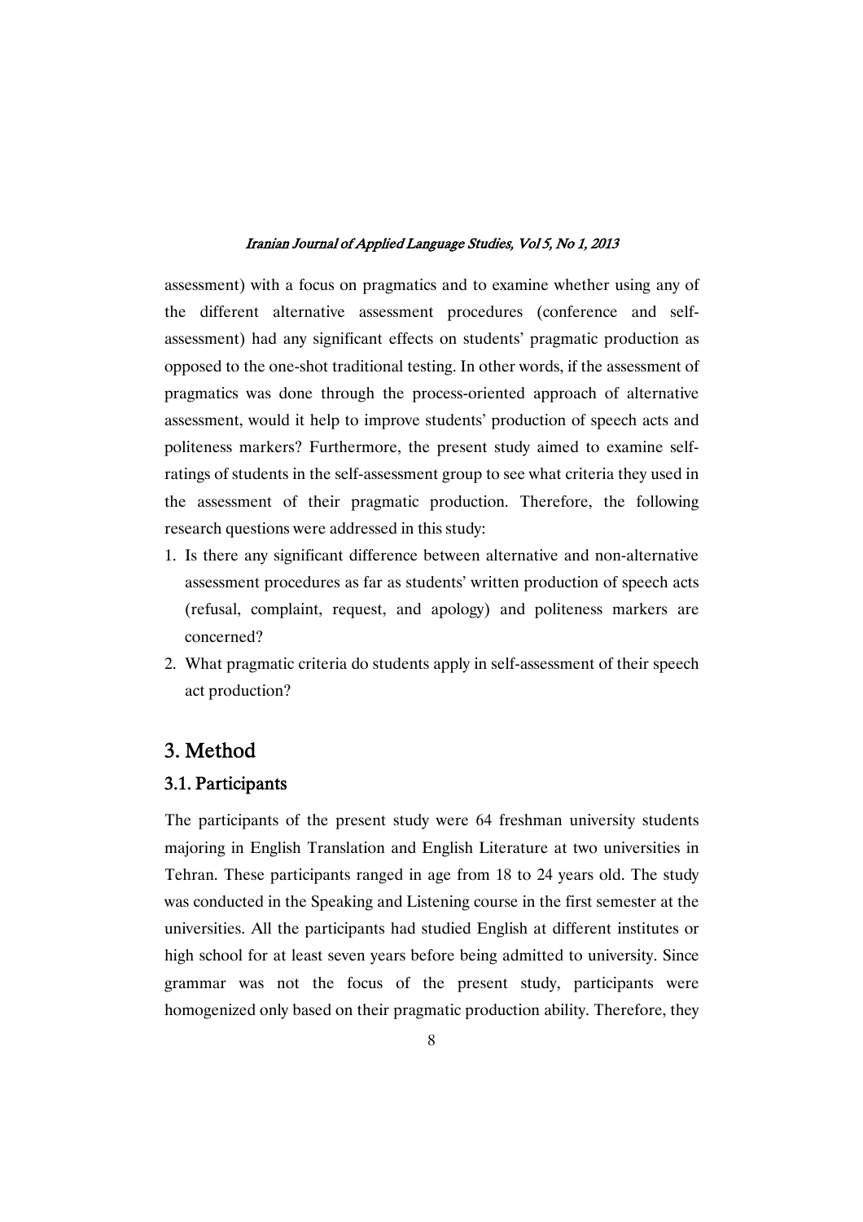assessment) with a focus on pragmatics and to examine whether using any of the different alternative assessment procedures (conference and self-assessment) had any significant effects on students' pragmatic production as opposed to the one-shot traditional testing. In other words, if the assessment of pragmatics was done through the process-oriented approach of alternative assessment, would it help to improve students' production of speech acts and politeness markers? Furthermore, the present study aimed to examine self-ratings of students in the self-assessment group to see what criteria they used in the assessment of their pragmatic production. Therefore, the following research questions were addressed in this study:

1. Is there any significant difference between alternative and non-alternative assessment procedures as far as students' written production of speech acts (refusal, complaint, request, and apology) and politeness markers are concerned?
2. What pragmatic criteria do students apply in self-assessment of their speech act production?

## 3. Method

### 3.1. Participants

The participants of the present study were 64 freshman university students majoring in English Translation and English Literature at two universities in Tehran. These participants ranged in age from 18 to 24 years old. The study was conducted in the Speaking and Listening course in the first semester at the universities. All the participants had studied English at different institutes or high school for at least seven years before being admitted to university. Since grammar was not the focus of the present study, participants were homogenized only based on their pragmatic production ability. Therefore, they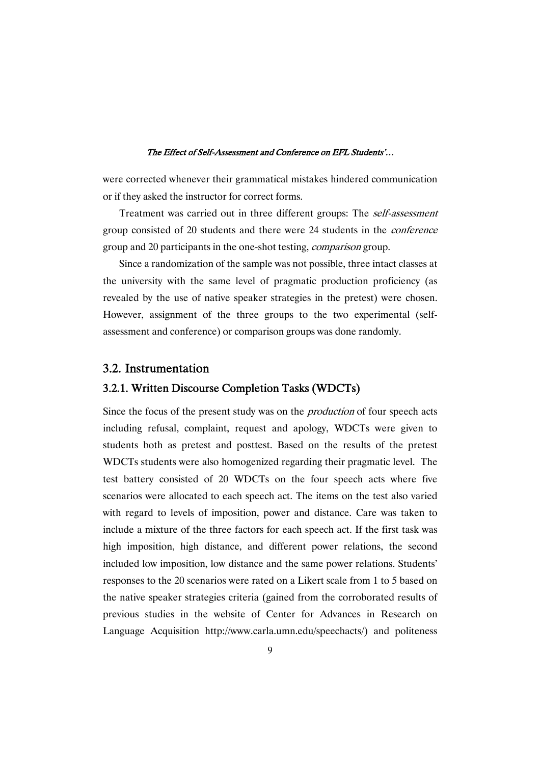were corrected whenever their grammatical mistakes hindered communication or if they asked the instructor for correct forms.

Treatment was carried out in three different groups: The *self-assessment* group consisted of 20 students and there were 24 students in the *conference* group and 20 participants in the one-shot testing, *comparison* group.

Since a randomization of the sample was not possible, three intact classes at the university with the same level of pragmatic production proficiency (as revealed by the use of native speaker strategies in the pretest) were chosen. However, assignment of the three groups to the two experimental (self-assessment and conference) or comparison groups was done randomly.

## 3.2. Instrumentation

### 3.2.1. Written Discourse Completion Tasks (WDCTs)

Since the focus of the present study was on the *production* of four speech acts including refusal, complaint, request and apology, WDCTs were given to students both as pretest and posttest. Based on the results of the pretest WDCTs students were also homogenized regarding their pragmatic level. The test battery consisted of 20 WDCTs on the four speech acts where five scenarios were allocated to each speech act. The items on the test also varied with regard to levels of imposition, power and distance. Care was taken to include a mixture of the three factors for each speech act. If the first task was high imposition, high distance, and different power relations, the second included low imposition, low distance and the same power relations. Students' responses to the 20 scenarios were rated on a Likert scale from 1 to 5 based on the native speaker strategies criteria (gained from the corroborated results of previous studies in the website of Center for Advances in Research on Language Acquisition http://www.carla.umn.edu/speechacts/) and politeness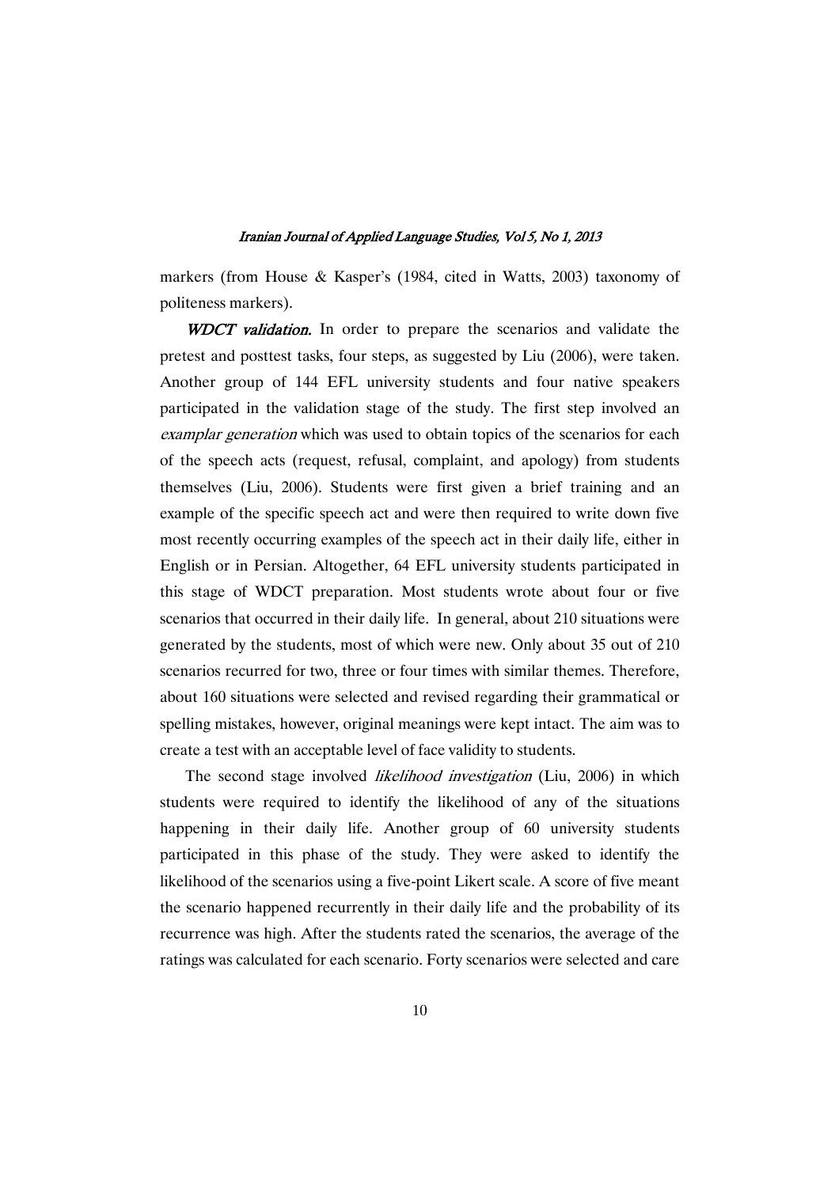markers (from House & Kasper's (1984, cited in Watts, 2003) taxonomy of politeness markers).

***WDCT validation.*** In order to prepare the scenarios and validate the pretest and posttest tasks, four steps, as suggested by Liu (2006), were taken. Another group of 144 EFL university students and four native speakers participated in the validation stage of the study. The first step involved an *examplar generation* which was used to obtain topics of the scenarios for each of the speech acts (request, refusal, complaint, and apology) from students themselves (Liu, 2006). Students were first given a brief training and an example of the specific speech act and were then required to write down five most recently occurring examples of the speech act in their daily life, either in English or in Persian. Altogether, 64 EFL university students participated in this stage of WDCT preparation. Most students wrote about four or five scenarios that occurred in their daily life. In general, about 210 situations were generated by the students, most of which were new. Only about 35 out of 210 scenarios recurred for two, three or four times with similar themes. Therefore, about 160 situations were selected and revised regarding their grammatical or spelling mistakes, however, original meanings were kept intact. The aim was to create a test with an acceptable level of face validity to students.

The second stage involved *likelihood investigation* (Liu, 2006) in which students were required to identify the likelihood of any of the situations happening in their daily life. Another group of 60 university students participated in this phase of the study. They were asked to identify the likelihood of the scenarios using a five-point Likert scale. A score of five meant the scenario happened recurrently in their daily life and the probability of its recurrence was high. After the students rated the scenarios, the average of the ratings was calculated for each scenario. Forty scenarios were selected and care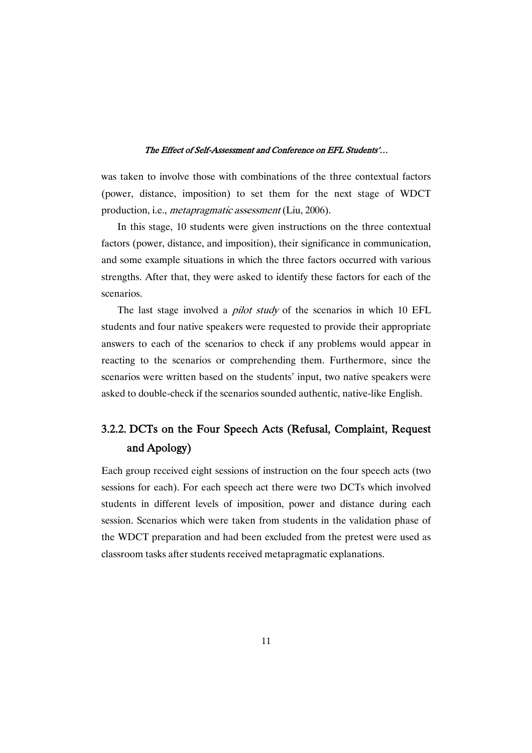was taken to involve those with combinations of the three contextual factors (power, distance, imposition) to set them for the next stage of WDCT production, i.e., *metapragmatic assessment* (Liu, 2006).

In this stage, 10 students were given instructions on the three contextual factors (power, distance, and imposition), their significance in communication, and some example situations in which the three factors occurred with various strengths. After that, they were asked to identify these factors for each of the scenarios.

The last stage involved a *pilot study* of the scenarios in which 10 EFL students and four native speakers were requested to provide their appropriate answers to each of the scenarios to check if any problems would appear in reacting to the scenarios or comprehending them. Furthermore, since the scenarios were written based on the students' input, two native speakers were asked to double-check if the scenarios sounded authentic, native-like English.

### 3.2.2. DCTs on the Four Speech Acts (Refusal, Complaint, Request and Apology)

Each group received eight sessions of instruction on the four speech acts (two sessions for each). For each speech act there were two DCTs which involved students in different levels of imposition, power and distance during each session. Scenarios which were taken from students in the validation phase of the WDCT preparation and had been excluded from the pretest were used as classroom tasks after students received metapragmatic explanations.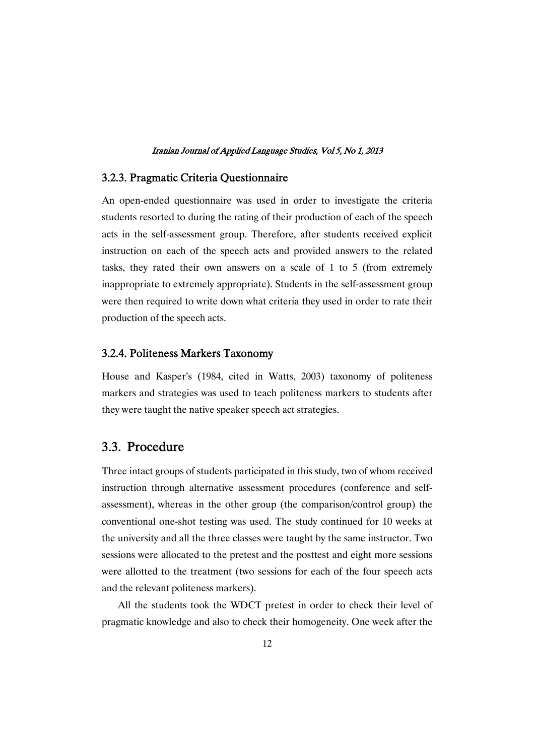### 3.2.3. Pragmatic Criteria Questionnaire

An open-ended questionnaire was used in order to investigate the criteria students resorted to during the rating of their production of each of the speech acts in the self-assessment group. Therefore, after students received explicit instruction on each of the speech acts and provided answers to the related tasks, they rated their own answers on a scale of 1 to 5 (from extremely inappropriate to extremely appropriate). Students in the self-assessment group were then required to write down what criteria they used in order to rate their production of the speech acts.

### 3.2.4. Politeness Markers Taxonomy

House and Kasper's (1984, cited in Watts, 2003) taxonomy of politeness markers and strategies was used to teach politeness markers to students after they were taught the native speaker speech act strategies.

## 3.3. Procedure

Three intact groups of students participated in this study, two of whom received instruction through alternative assessment procedures (conference and self-assessment), whereas in the other group (the comparison/control group) the conventional one-shot testing was used. The study continued for 10 weeks at the university and all the three classes were taught by the same instructor. Two sessions were allocated to the pretest and the posttest and eight more sessions were allotted to the treatment (two sessions for each of the four speech acts and the relevant politeness markers).

All the students took the WDCT pretest in order to check their level of pragmatic knowledge and also to check their homogeneity. One week after the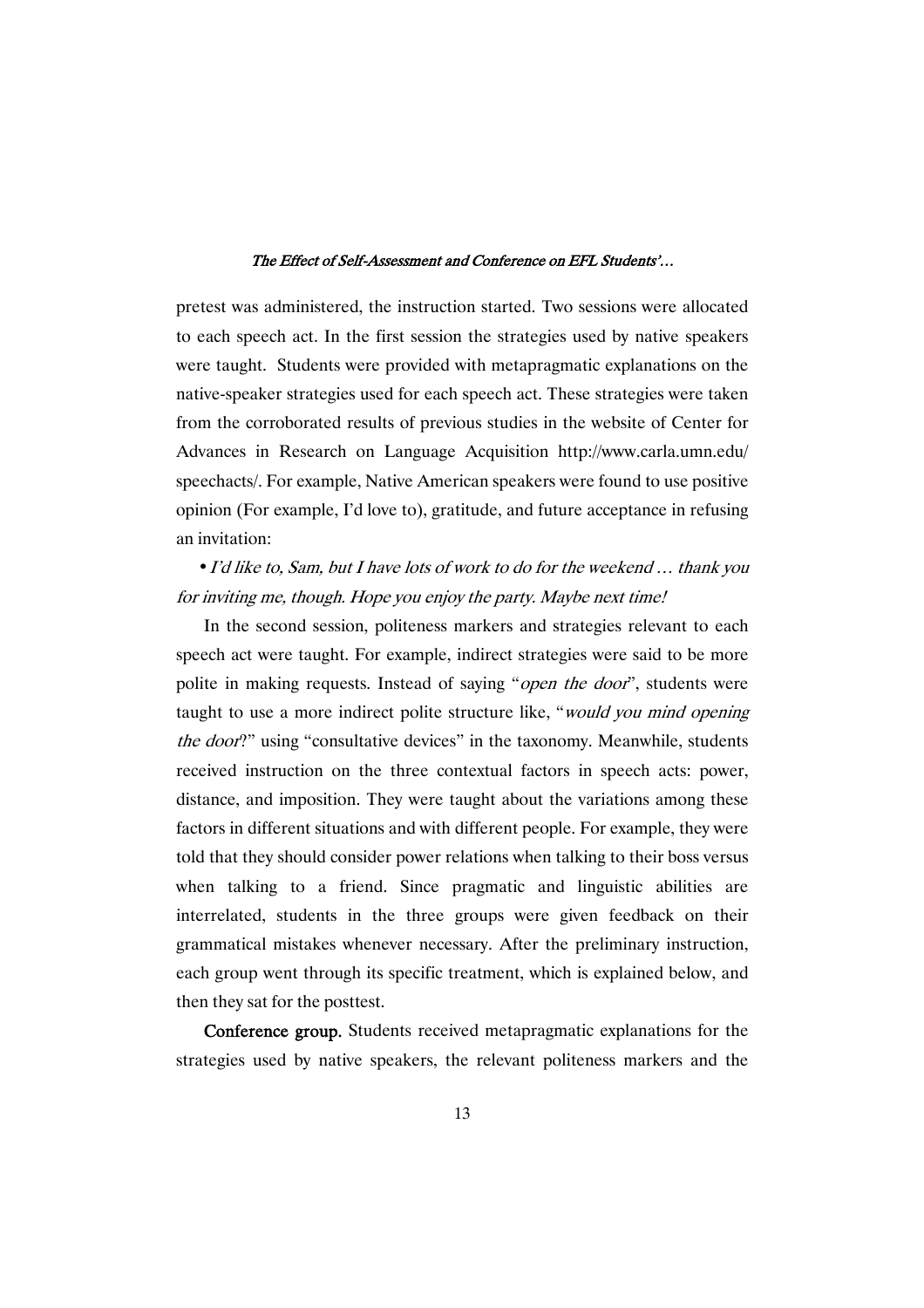pretest was administered, the instruction started. Two sessions were allocated to each speech act. In the first session the strategies used by native speakers were taught. Students were provided with metapragmatic explanations on the native-speaker strategies used for each speech act. These strategies were taken from the corroborated results of previous studies in the website of Center for Advances in Research on Language Acquisition http://www.carla.umn.edu/speechacts/. For example, Native American speakers were found to use positive opinion (For example, I'd love to), gratitude, and future acceptance in refusing an invitation:

• *I'd like to, Sam, but I have lots of work to do for the weekend … thank you for inviting me, though. Hope you enjoy the party. Maybe next time!*

In the second session, politeness markers and strategies relevant to each speech act were taught. For example, indirect strategies were said to be more polite in making requests. Instead of saying "*open the door*", students were taught to use a more indirect polite structure like, "*would you mind opening the door*?" using "consultative devices" in the taxonomy. Meanwhile, students received instruction on the three contextual factors in speech acts: power, distance, and imposition. They were taught about the variations among these factors in different situations and with different people. For example, they were told that they should consider power relations when talking to their boss versus when talking to a friend. Since pragmatic and linguistic abilities are interrelated, students in the three groups were given feedback on their grammatical mistakes whenever necessary. After the preliminary instruction, each group went through its specific treatment, which is explained below, and then they sat for the posttest.

**Conference group.** Students received metapragmatic explanations for the strategies used by native speakers, the relevant politeness markers and the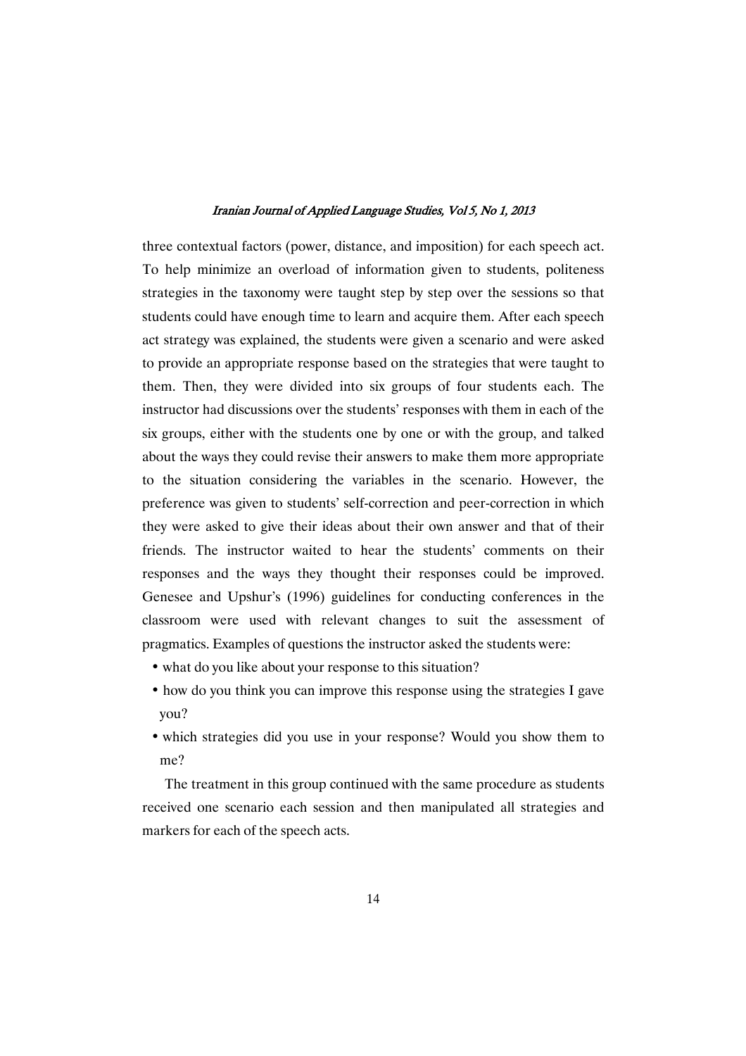three contextual factors (power, distance, and imposition) for each speech act. To help minimize an overload of information given to students, politeness strategies in the taxonomy were taught step by step over the sessions so that students could have enough time to learn and acquire them. After each speech act strategy was explained, the students were given a scenario and were asked to provide an appropriate response based on the strategies that were taught to them. Then, they were divided into six groups of four students each. The instructor had discussions over the students' responses with them in each of the six groups, either with the students one by one or with the group, and talked about the ways they could revise their answers to make them more appropriate to the situation considering the variables in the scenario. However, the preference was given to students' self-correction and peer-correction in which they were asked to give their ideas about their own answer and that of their friends. The instructor waited to hear the students' comments on their responses and the ways they thought their responses could be improved. Genesee and Upshur's (1996) guidelines for conducting conferences in the classroom were used with relevant changes to suit the assessment of pragmatics. Examples of questions the instructor asked the students were:

- what do you like about your response to this situation?
- how do you think you can improve this response using the strategies I gave you?
- which strategies did you use in your response? Would you show them to me?

The treatment in this group continued with the same procedure as students received one scenario each session and then manipulated all strategies and markers for each of the speech acts.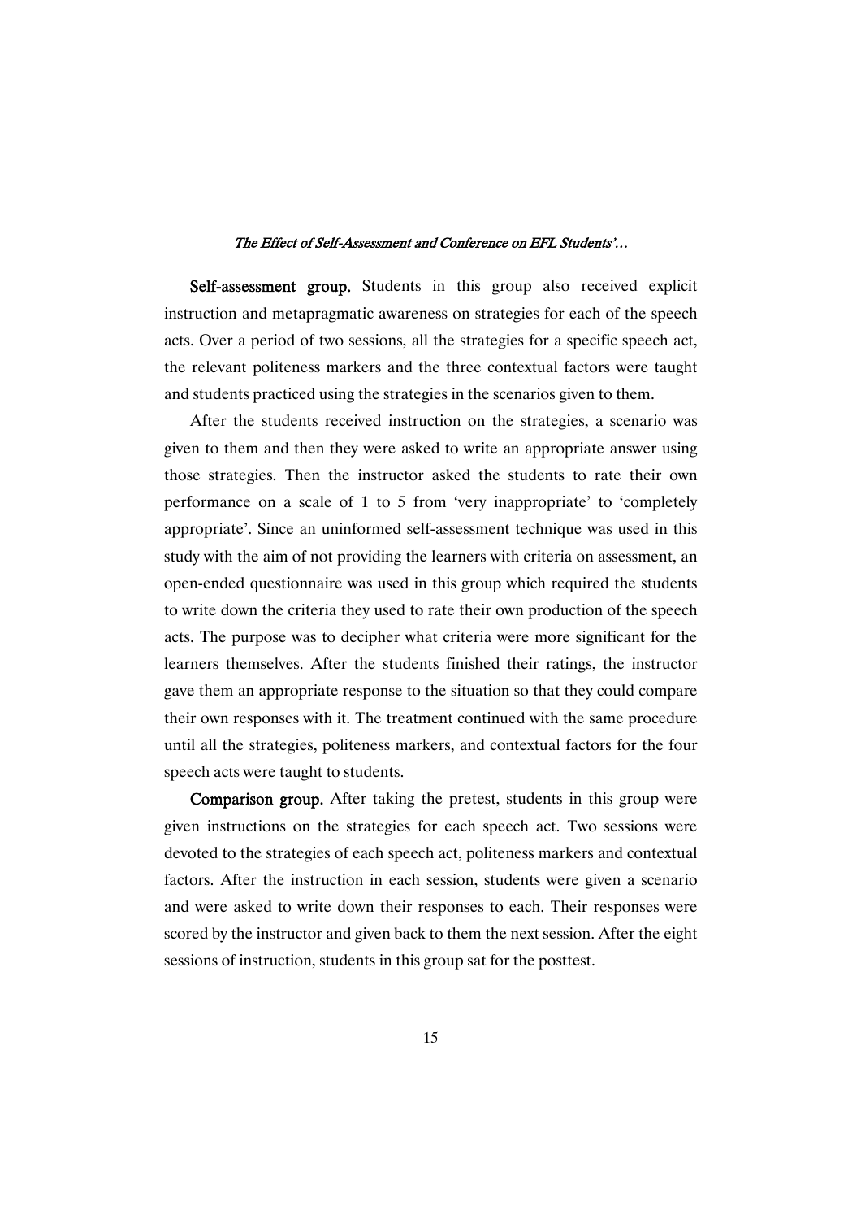**Self-assessment group.** Students in this group also received explicit instruction and metapragmatic awareness on strategies for each of the speech acts. Over a period of two sessions, all the strategies for a specific speech act, the relevant politeness markers and the three contextual factors were taught and students practiced using the strategies in the scenarios given to them.

After the students received instruction on the strategies, a scenario was given to them and then they were asked to write an appropriate answer using those strategies. Then the instructor asked the students to rate their own performance on a scale of 1 to 5 from 'very inappropriate' to 'completely appropriate'. Since an uninformed self-assessment technique was used in this study with the aim of not providing the learners with criteria on assessment, an open-ended questionnaire was used in this group which required the students to write down the criteria they used to rate their own production of the speech acts. The purpose was to decipher what criteria were more significant for the learners themselves. After the students finished their ratings, the instructor gave them an appropriate response to the situation so that they could compare their own responses with it. The treatment continued with the same procedure until all the strategies, politeness markers, and contextual factors for the four speech acts were taught to students.

**Comparison group.** After taking the pretest, students in this group were given instructions on the strategies for each speech act. Two sessions were devoted to the strategies of each speech act, politeness markers and contextual factors. After the instruction in each session, students were given a scenario and were asked to write down their responses to each. Their responses were scored by the instructor and given back to them the next session. After the eight sessions of instruction, students in this group sat for the posttest.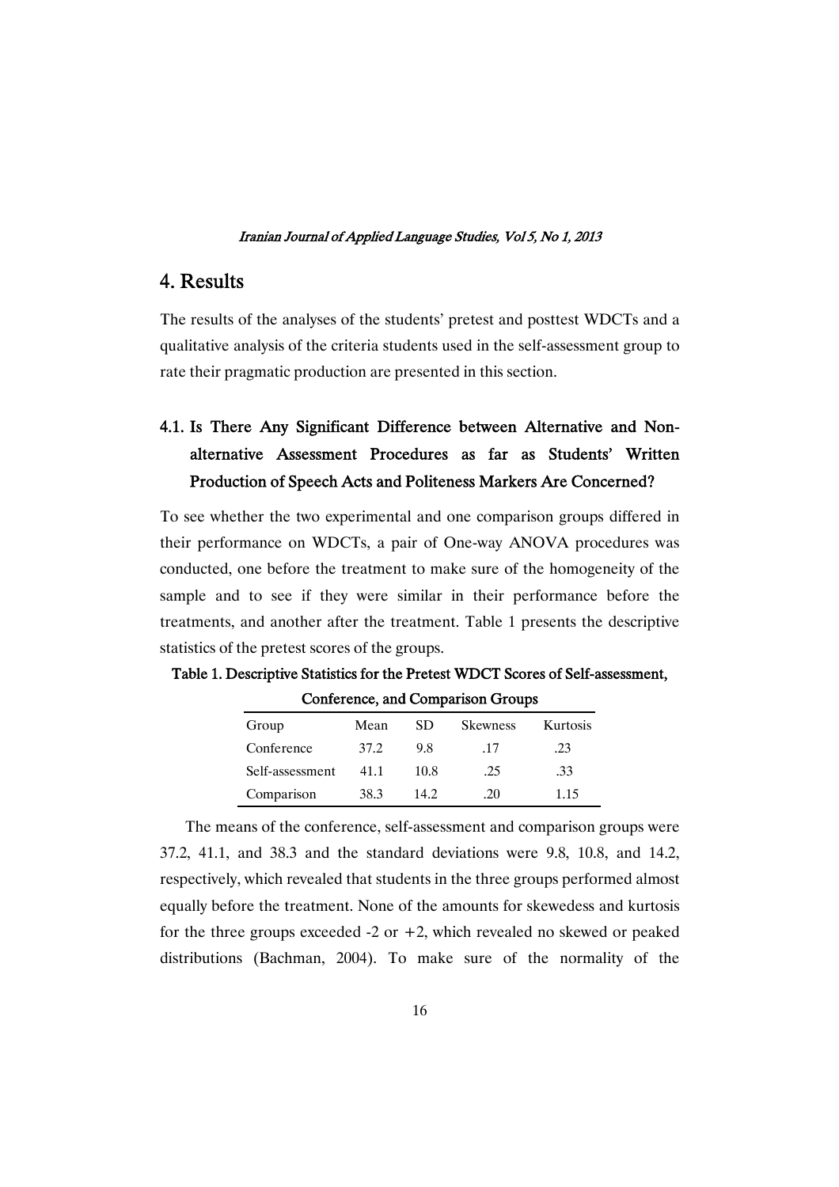## 4. Results

The results of the analyses of the students' pretest and posttest WDCTs and a qualitative analysis of the criteria students used in the self-assessment group to rate their pragmatic production are presented in this section.

### 4.1. Is There Any Significant Difference between Alternative and Non-alternative Assessment Procedures as far as Students' Written Production of Speech Acts and Politeness Markers Are Concerned?

To see whether the two experimental and one comparison groups differed in their performance on WDCTs, a pair of One-way ANOVA procedures was conducted, one before the treatment to make sure of the homogeneity of the sample and to see if they were similar in their performance before the treatments, and another after the treatment. Table 1 presents the descriptive statistics of the pretest scores of the groups.

**Table 1. Descriptive Statistics for the Pretest WDCT Scores of Self-assessment, Conference, and Comparison Groups**

| Group | Mean | SD | Skewness | Kurtosis |
|---|---|---|---|---|
| Conference | 37.2 | 9.8 | .17 | .23 |
| Self-assessment | 41.1 | 10.8 | .25 | .33 |
| Comparison | 38.3 | 14.2 | .20 | 1.15 |

The means of the conference, self-assessment and comparison groups were 37.2, 41.1, and 38.3 and the standard deviations were 9.8, 10.8, and 14.2, respectively, which revealed that students in the three groups performed almost equally before the treatment. None of the amounts for skewedess and kurtosis for the three groups exceeded -2 or +2, which revealed no skewed or peaked distributions (Bachman, 2004). To make sure of the normality of the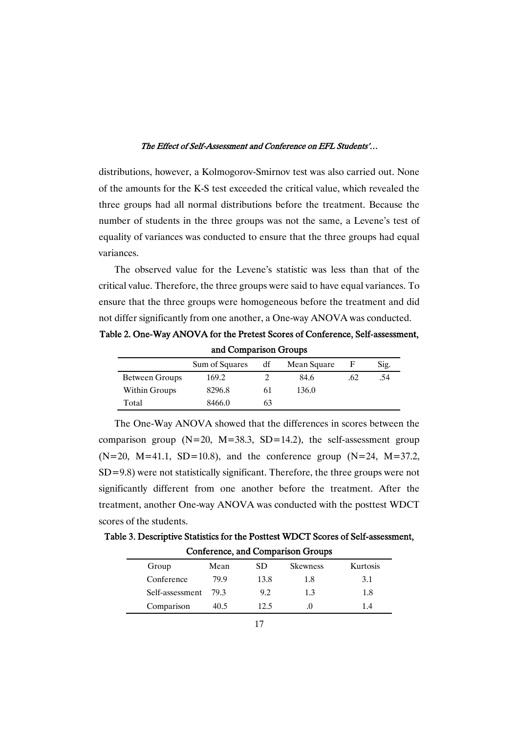distributions, however, a Kolmogorov-Smirnov test was also carried out. None of the amounts for the K-S test exceeded the critical value, which revealed the three groups had all normal distributions before the treatment. Because the number of students in the three groups was not the same, a Levene's test of equality of variances was conducted to ensure that the three groups had equal variances.

The observed value for the Levene's statistic was less than that of the critical value. Therefore, the three groups were said to have equal variances. To ensure that the three groups were homogeneous before the treatment and did not differ significantly from one another, a One-way ANOVA was conducted.

**Table 2. One-Way ANOVA for the Pretest Scores of Conference, Self-assessment, and Comparison Groups**

| | Sum of Squares | df | Mean Square | F | Sig. |
|---|---|---|---|---|---|
| Between Groups | 169.2 | 2 | 84.6 | .62 | .54 |
| Within Groups | 8296.8 | 61 | 136.0 | | |
| Total | 8466.0 | 63 | | | |

The One-Way ANOVA showed that the differences in scores between the comparison group (N=20, M=38.3, SD=14.2), the self-assessment group (N=20, M=41.1, SD=10.8), and the conference group (N=24, M=37.2, SD=9.8) were not statistically significant. Therefore, the three groups were not significantly different from one another before the treatment. After the treatment, another One-way ANOVA was conducted with the posttest WDCT scores of the students.

**Table 3. Descriptive Statistics for the Posttest WDCT Scores of Self-assessment, Conference, and Comparison Groups**

| Group | Mean | SD | Skewness | Kurtosis |
|---|---|---|---|---|
| Conference | 79.9 | 13.8 | 1.8 | 3.1 |
| Self-assessment | 79.3 | 9.2 | 1.3 | 1.8 |
| Comparison | 40.5 | 12.5 | .0 | 1.4 |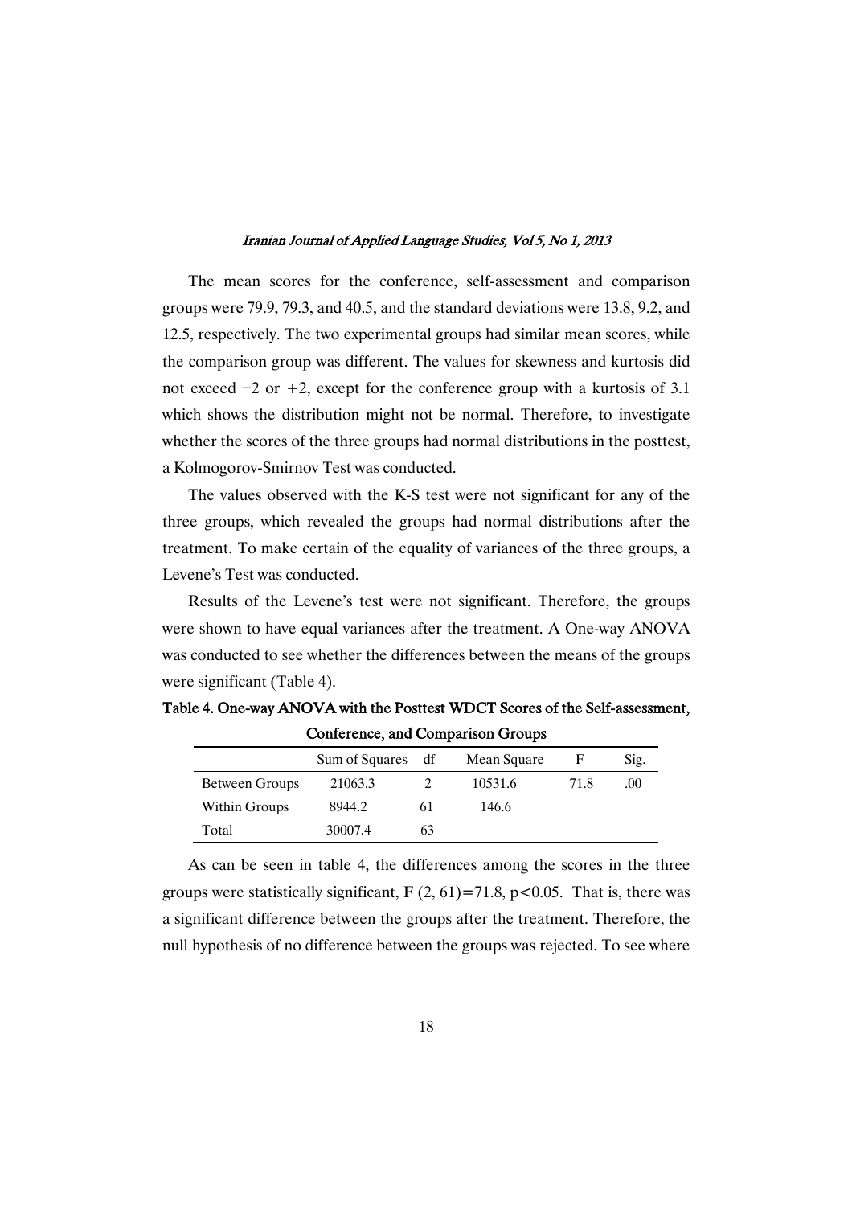The mean scores for the conference, self-assessment and comparison groups were 79.9, 79.3, and 40.5, and the standard deviations were 13.8, 9.2, and 12.5, respectively. The two experimental groups had similar mean scores, while the comparison group was different. The values for skewness and kurtosis did not exceed −2 or +2, except for the conference group with a kurtosis of 3.1 which shows the distribution might not be normal. Therefore, to investigate whether the scores of the three groups had normal distributions in the posttest, a Kolmogorov-Smirnov Test was conducted.

The values observed with the K-S test were not significant for any of the three groups, which revealed the groups had normal distributions after the treatment. To make certain of the equality of variances of the three groups, a Levene's Test was conducted.

Results of the Levene's test were not significant. Therefore, the groups were shown to have equal variances after the treatment. A One-way ANOVA was conducted to see whether the differences between the means of the groups were significant (Table 4).

**Table 4. One-way ANOVA with the Posttest WDCT Scores of the Self-assessment, Conference, and Comparison Groups**

| | Sum of Squares | df | Mean Square | F | Sig. |
|---|---|---|---|---|---|
| Between Groups | 21063.3 | 2 | 10531.6 | 71.8 | .00 |
| Within Groups | 8944.2 | 61 | 146.6 | | |
| Total | 30007.4 | 63 | | | |

As can be seen in table 4, the differences among the scores in the three groups were statistically significant, $F(2, 61)=71.8$, $p<0.05$. That is, there was a significant difference between the groups after the treatment. Therefore, the null hypothesis of no difference between the groups was rejected. To see where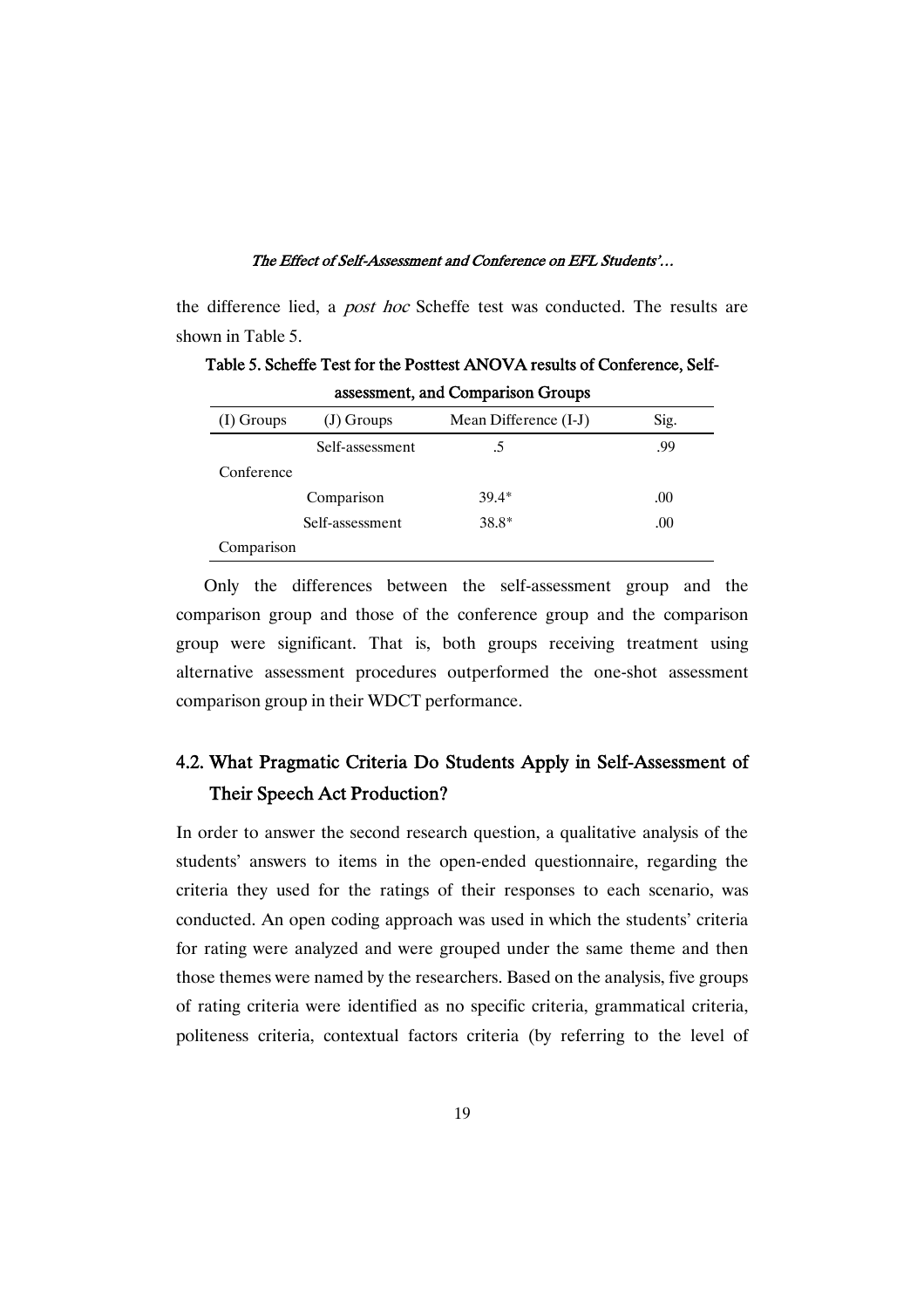the difference lied, a *post hoc* Scheffe test was conducted. The results are shown in Table 5.

**Table 5. Scheffe Test for the Posttest ANOVA results of Conference, Self-assessment, and Comparison Groups**

| (I) Groups | (J) Groups | Mean Difference (I-J) | Sig. |
|---|---|---|---|
| Conference | Self-assessment | .5 | .99 |
| | Comparison | 39.4* | .00 |
| Comparison | Self-assessment | 38.8* | .00 |

Only the differences between the self-assessment group and the comparison group and those of the conference group and the comparison group were significant. That is, both groups receiving treatment using alternative assessment procedures outperformed the one-shot assessment comparison group in their WDCT performance.

## 4.2. What Pragmatic Criteria Do Students Apply in Self-Assessment of Their Speech Act Production?

In order to answer the second research question, a qualitative analysis of the students' answers to items in the open-ended questionnaire, regarding the criteria they used for the ratings of their responses to each scenario, was conducted. An open coding approach was used in which the students' criteria for rating were analyzed and were grouped under the same theme and then those themes were named by the researchers. Based on the analysis, five groups of rating criteria were identified as no specific criteria, grammatical criteria, politeness criteria, contextual factors criteria (by referring to the level of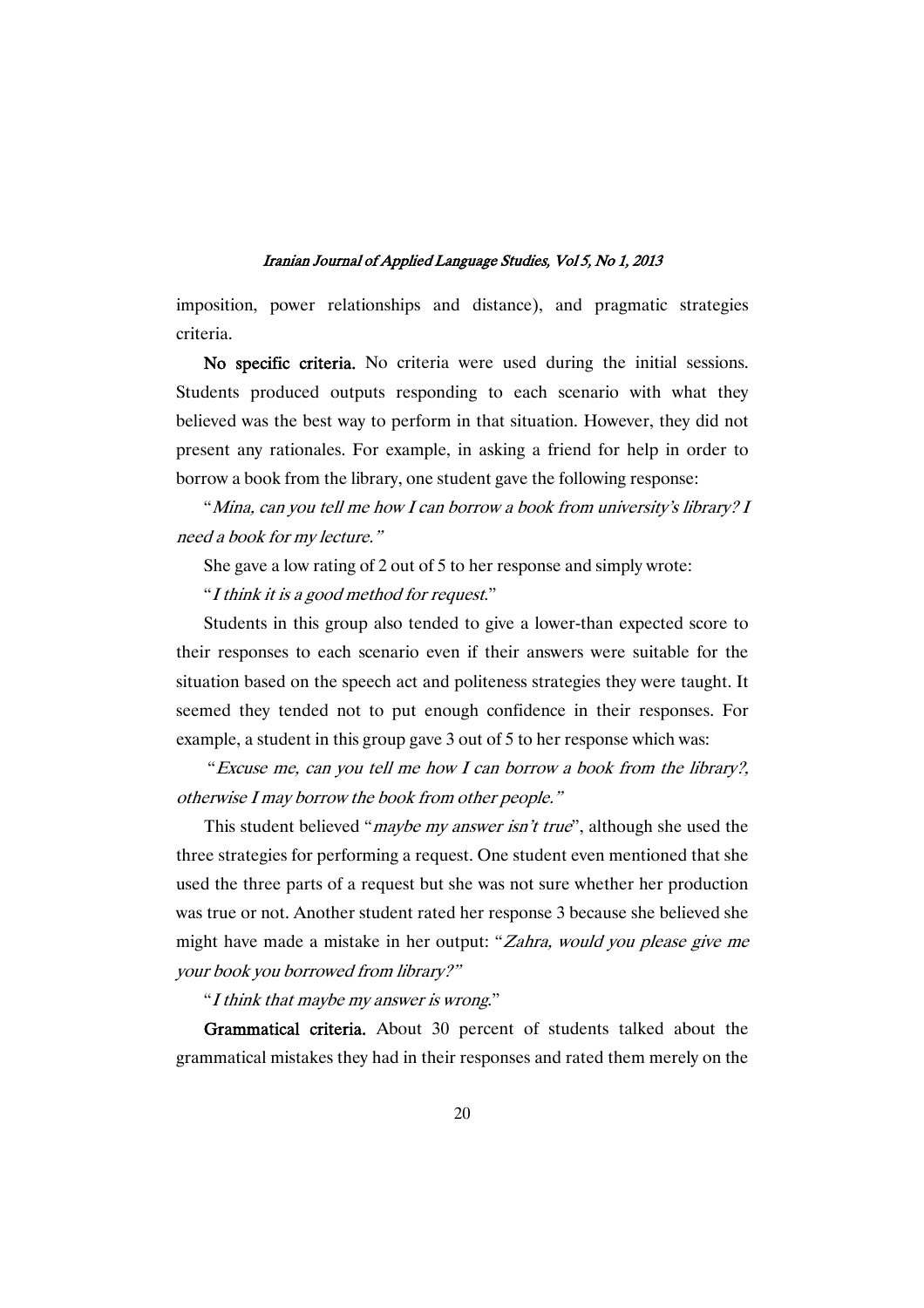imposition, power relationships and distance), and pragmatic strategies criteria.

**No specific criteria.** No criteria were used during the initial sessions. Students produced outputs responding to each scenario with what they believed was the best way to perform in that situation. However, they did not present any rationales. For example, in asking a friend for help in order to borrow a book from the library, one student gave the following response:

"*Mina, can you tell me how I can borrow a book from university's library? I need a book for my lecture.*"

She gave a low rating of 2 out of 5 to her response and simply wrote:

"*I think it is a good method for request.*"

Students in this group also tended to give a lower-than expected score to their responses to each scenario even if their answers were suitable for the situation based on the speech act and politeness strategies they were taught. It seemed they tended not to put enough confidence in their responses. For example, a student in this group gave 3 out of 5 to her response which was:

"*Excuse me, can you tell me how I can borrow a book from the library?, otherwise I may borrow the book from other people.*"

This student believed "*maybe my answer isn't true*", although she used the three strategies for performing a request. One student even mentioned that she used the three parts of a request but she was not sure whether her production was true or not. Another student rated her response 3 because she believed she might have made a mistake in her output: "*Zahra, would you please give me your book you borrowed from library?*"

"*I think that maybe my answer is wrong.*"

**Grammatical criteria.** About 30 percent of students talked about the grammatical mistakes they had in their responses and rated them merely on the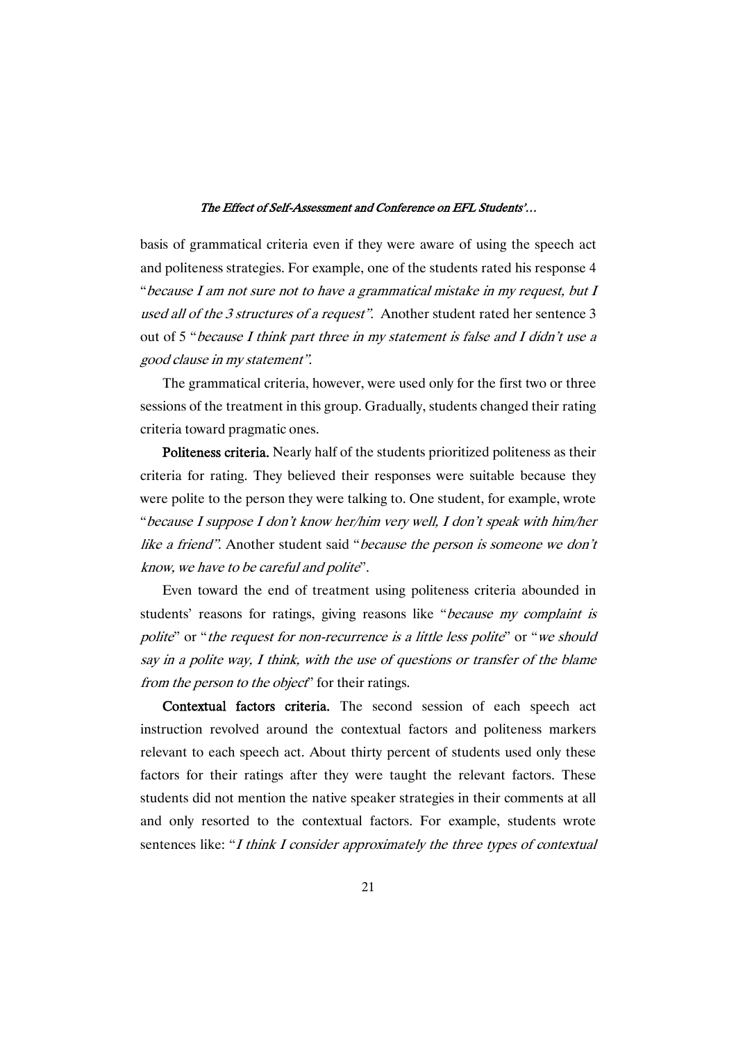basis of grammatical criteria even if they were aware of using the speech act and politeness strategies. For example, one of the students rated his response 4 "*because I am not sure not to have a grammatical mistake in my request, but I used all of the 3 structures of a request"*. Another student rated her sentence 3 out of 5 "*because I think part three in my statement is false and I didn't use a good clause in my statement"*.

The grammatical criteria, however, were used only for the first two or three sessions of the treatment in this group. Gradually, students changed their rating criteria toward pragmatic ones.

**Politeness criteria.** Nearly half of the students prioritized politeness as their criteria for rating. They believed their responses were suitable because they were polite to the person they were talking to. One student, for example, wrote "*because I suppose I don't know her/him very well, I don't speak with him/her like a friend"*. Another student said "*because the person is someone we don't know, we have to be careful and polite*".

Even toward the end of treatment using politeness criteria abounded in students' reasons for ratings, giving reasons like "*because my complaint is polite*" or "*the request for non-recurrence is a little less polite*" or "*we should say in a polite way, I think, with the use of questions or transfer of the blame from the person to the object*" for their ratings.

**Contextual factors criteria.** The second session of each speech act instruction revolved around the contextual factors and politeness markers relevant to each speech act. About thirty percent of students used only these factors for their ratings after they were taught the relevant factors. These students did not mention the native speaker strategies in their comments at all and only resorted to the contextual factors. For example, students wrote sentences like: "*I think I consider approximately the three types of contextual*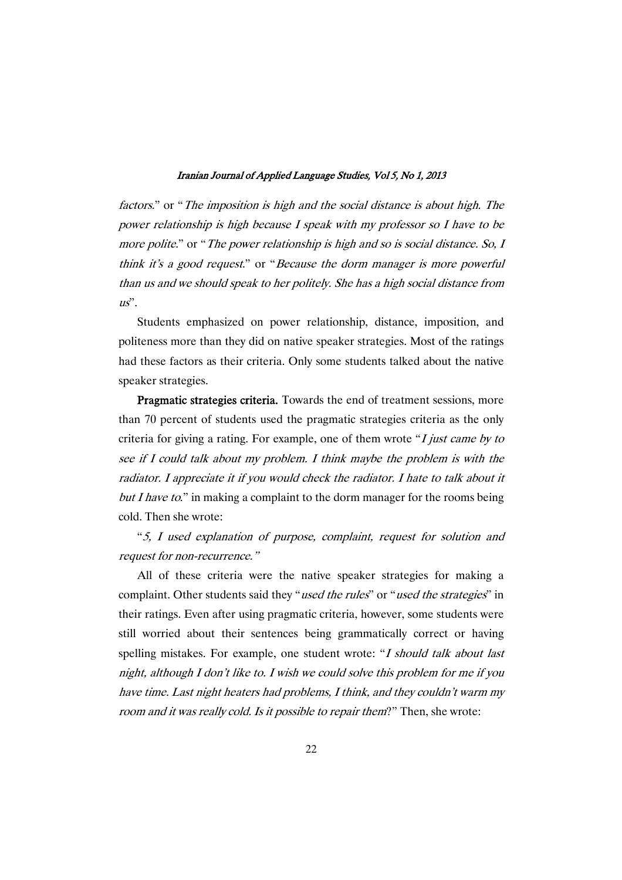*factors.*" or "*The imposition is high and the social distance is about high. The power relationship is high because I speak with my professor so I have to be more polite.*" or "*The power relationship is high and so is social distance. So, I think it's a good request.*" or "*Because the dorm manager is more powerful than us and we should speak to her politely. She has a high social distance from us*".

Students emphasized on power relationship, distance, imposition, and politeness more than they did on native speaker strategies. Most of the ratings had these factors as their criteria. Only some students talked about the native speaker strategies.

**Pragmatic strategies criteria.** Towards the end of treatment sessions, more than 70 percent of students used the pragmatic strategies criteria as the only criteria for giving a rating. For example, one of them wrote "*I just came by to see if I could talk about my problem. I think maybe the problem is with the radiator. I appreciate it if you would check the radiator. I hate to talk about it but I have to.*" in making a complaint to the dorm manager for the rooms being cold. Then she wrote:

"*5, I used explanation of purpose, complaint, request for solution and request for non-recurrence.*"

All of these criteria were the native speaker strategies for making a complaint. Other students said they "*used the rules*" or "*used the strategies*" in their ratings. Even after using pragmatic criteria, however, some students were still worried about their sentences being grammatically correct or having spelling mistakes. For example, one student wrote: "*I should talk about last night, although I don't like to. I wish we could solve this problem for me if you have time. Last night heaters had problems, I think, and they couldn't warm my room and it was really cold. Is it possible to repair them*?" Then, she wrote: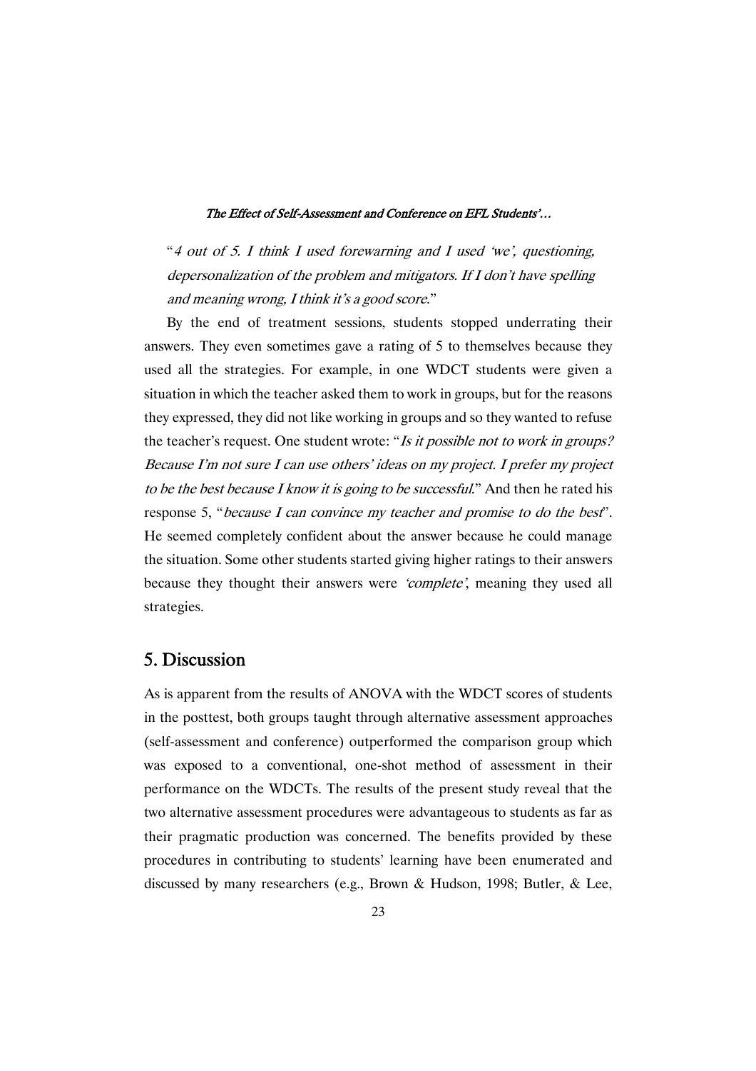"*4 out of 5. I think I used forewarning and I used 'we', questioning, depersonalization of the problem and mitigators. If I don't have spelling and meaning wrong, I think it's a good score.*"

By the end of treatment sessions, students stopped underrating their answers. They even sometimes gave a rating of 5 to themselves because they used all the strategies. For example, in one WDCT students were given a situation in which the teacher asked them to work in groups, but for the reasons they expressed, they did not like working in groups and so they wanted to refuse the teacher's request. One student wrote: "*Is it possible not to work in groups? Because I'm not sure I can use others' ideas on my project. I prefer my project to be the best because I know it is going to be successful.*" And then he rated his response 5, "*because I can convince my teacher and promise to do the best*". He seemed completely confident about the answer because he could manage the situation. Some other students started giving higher ratings to their answers because they thought their answers were *'complete'*, meaning they used all strategies.

## 5. Discussion

As is apparent from the results of ANOVA with the WDCT scores of students in the posttest, both groups taught through alternative assessment approaches (self-assessment and conference) outperformed the comparison group which was exposed to a conventional, one-shot method of assessment in their performance on the WDCTs. The results of the present study reveal that the two alternative assessment procedures were advantageous to students as far as their pragmatic production was concerned. The benefits provided by these procedures in contributing to students' learning have been enumerated and discussed by many researchers (e.g., Brown & Hudson, 1998; Butler, & Lee,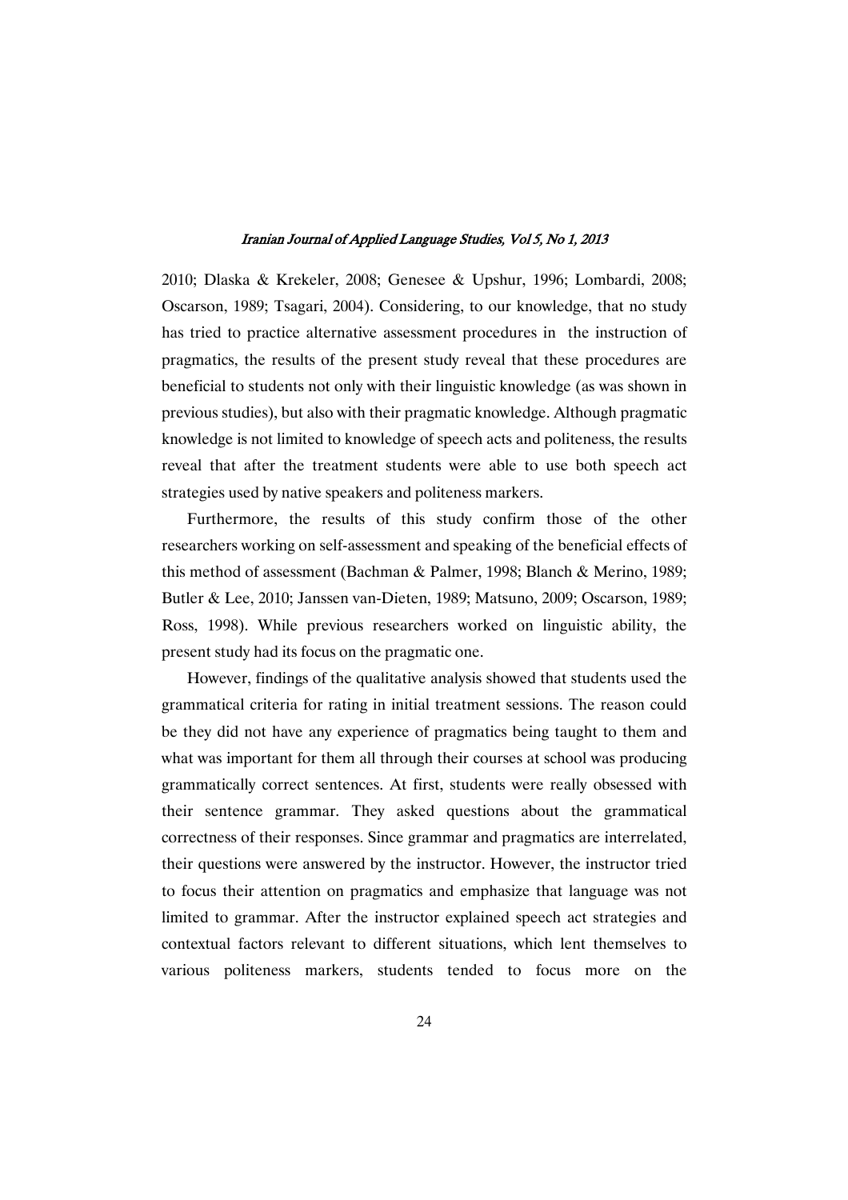2010; Dlaska & Krekeler, 2008; Genesee & Upshur, 1996; Lombardi, 2008; Oscarson, 1989; Tsagari, 2004). Considering, to our knowledge, that no study has tried to practice alternative assessment procedures in the instruction of pragmatics, the results of the present study reveal that these procedures are beneficial to students not only with their linguistic knowledge (as was shown in previous studies), but also with their pragmatic knowledge. Although pragmatic knowledge is not limited to knowledge of speech acts and politeness, the results reveal that after the treatment students were able to use both speech act strategies used by native speakers and politeness markers.

Furthermore, the results of this study confirm those of the other researchers working on self-assessment and speaking of the beneficial effects of this method of assessment (Bachman & Palmer, 1998; Blanch & Merino, 1989; Butler & Lee, 2010; Janssen van-Dieten, 1989; Matsuno, 2009; Oscarson, 1989; Ross, 1998). While previous researchers worked on linguistic ability, the present study had its focus on the pragmatic one.

However, findings of the qualitative analysis showed that students used the grammatical criteria for rating in initial treatment sessions. The reason could be they did not have any experience of pragmatics being taught to them and what was important for them all through their courses at school was producing grammatically correct sentences. At first, students were really obsessed with their sentence grammar. They asked questions about the grammatical correctness of their responses. Since grammar and pragmatics are interrelated, their questions were answered by the instructor. However, the instructor tried to focus their attention on pragmatics and emphasize that language was not limited to grammar. After the instructor explained speech act strategies and contextual factors relevant to different situations, which lent themselves to various politeness markers, students tended to focus more on the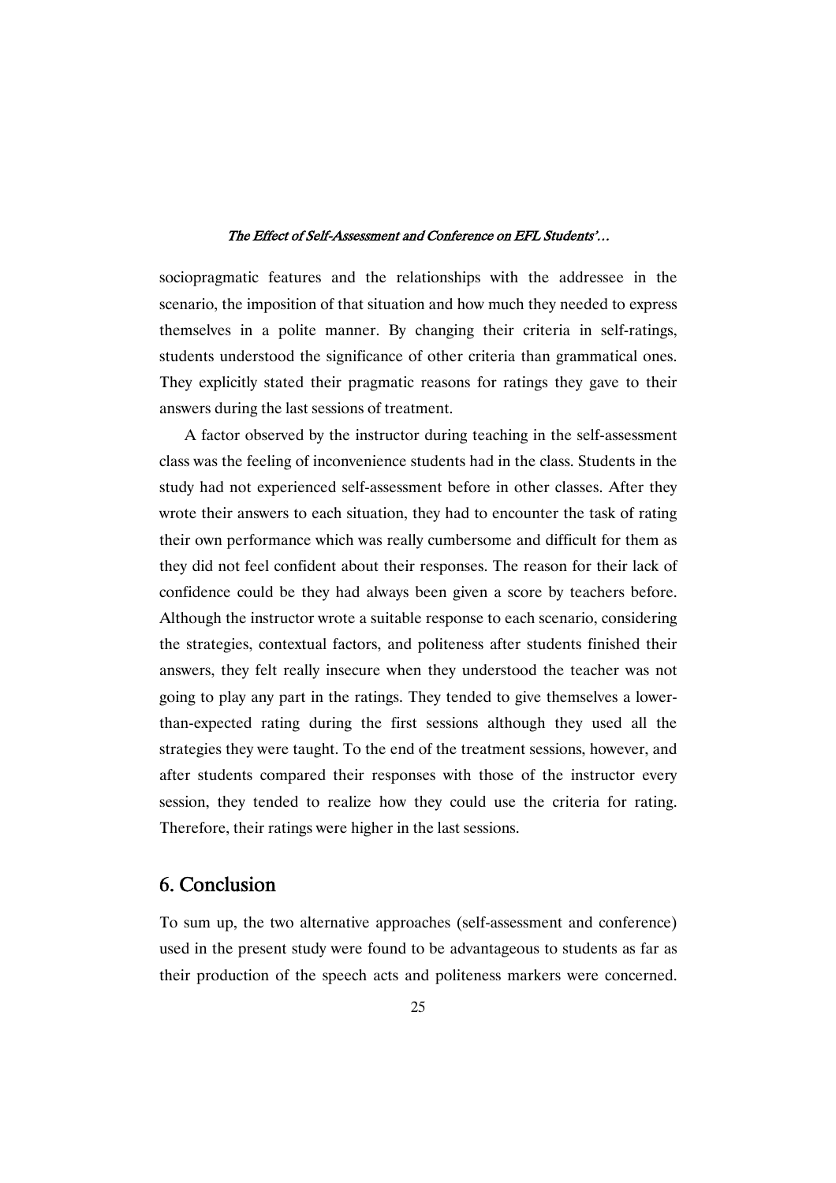sociopragmatic features and the relationships with the addressee in the scenario, the imposition of that situation and how much they needed to express themselves in a polite manner. By changing their criteria in self-ratings, students understood the significance of other criteria than grammatical ones. They explicitly stated their pragmatic reasons for ratings they gave to their answers during the last sessions of treatment.

A factor observed by the instructor during teaching in the self-assessment class was the feeling of inconvenience students had in the class. Students in the study had not experienced self-assessment before in other classes. After they wrote their answers to each situation, they had to encounter the task of rating their own performance which was really cumbersome and difficult for them as they did not feel confident about their responses. The reason for their lack of confidence could be they had always been given a score by teachers before. Although the instructor wrote a suitable response to each scenario, considering the strategies, contextual factors, and politeness after students finished their answers, they felt really insecure when they understood the teacher was not going to play any part in the ratings. They tended to give themselves a lower-than-expected rating during the first sessions although they used all the strategies they were taught. To the end of the treatment sessions, however, and after students compared their responses with those of the instructor every session, they tended to realize how they could use the criteria for rating. Therefore, their ratings were higher in the last sessions.

## 6. Conclusion

To sum up, the two alternative approaches (self-assessment and conference) used in the present study were found to be advantageous to students as far as their production of the speech acts and politeness markers were concerned.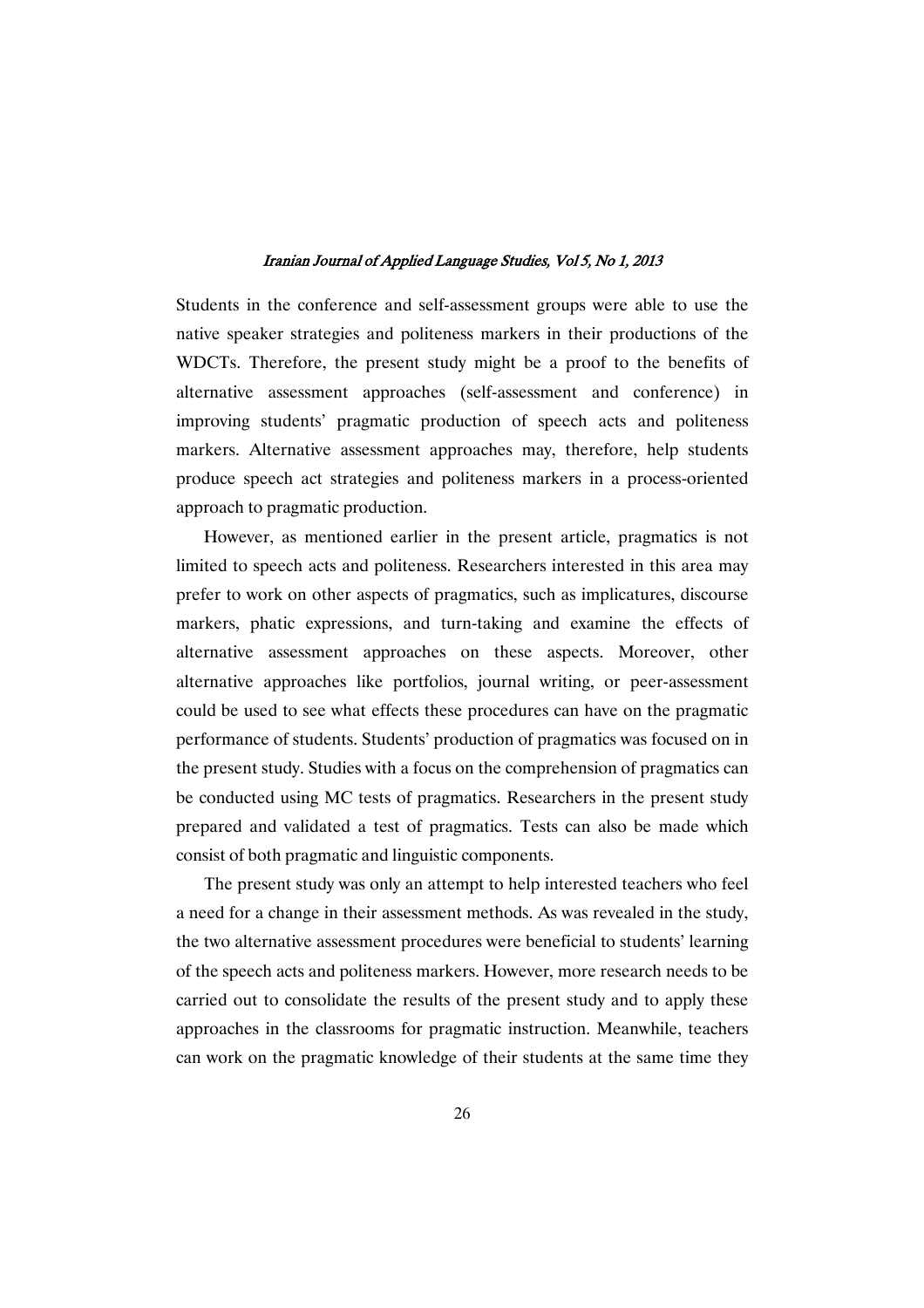Students in the conference and self-assessment groups were able to use the native speaker strategies and politeness markers in their productions of the WDCTs. Therefore, the present study might be a proof to the benefits of alternative assessment approaches (self-assessment and conference) in improving students' pragmatic production of speech acts and politeness markers. Alternative assessment approaches may, therefore, help students produce speech act strategies and politeness markers in a process-oriented approach to pragmatic production.

However, as mentioned earlier in the present article, pragmatics is not limited to speech acts and politeness. Researchers interested in this area may prefer to work on other aspects of pragmatics, such as implicatures, discourse markers, phatic expressions, and turn-taking and examine the effects of alternative assessment approaches on these aspects. Moreover, other alternative approaches like portfolios, journal writing, or peer-assessment could be used to see what effects these procedures can have on the pragmatic performance of students. Students' production of pragmatics was focused on in the present study. Studies with a focus on the comprehension of pragmatics can be conducted using MC tests of pragmatics. Researchers in the present study prepared and validated a test of pragmatics. Tests can also be made which consist of both pragmatic and linguistic components.

The present study was only an attempt to help interested teachers who feel a need for a change in their assessment methods. As was revealed in the study, the two alternative assessment procedures were beneficial to students' learning of the speech acts and politeness markers. However, more research needs to be carried out to consolidate the results of the present study and to apply these approaches in the classrooms for pragmatic instruction. Meanwhile, teachers can work on the pragmatic knowledge of their students at the same time they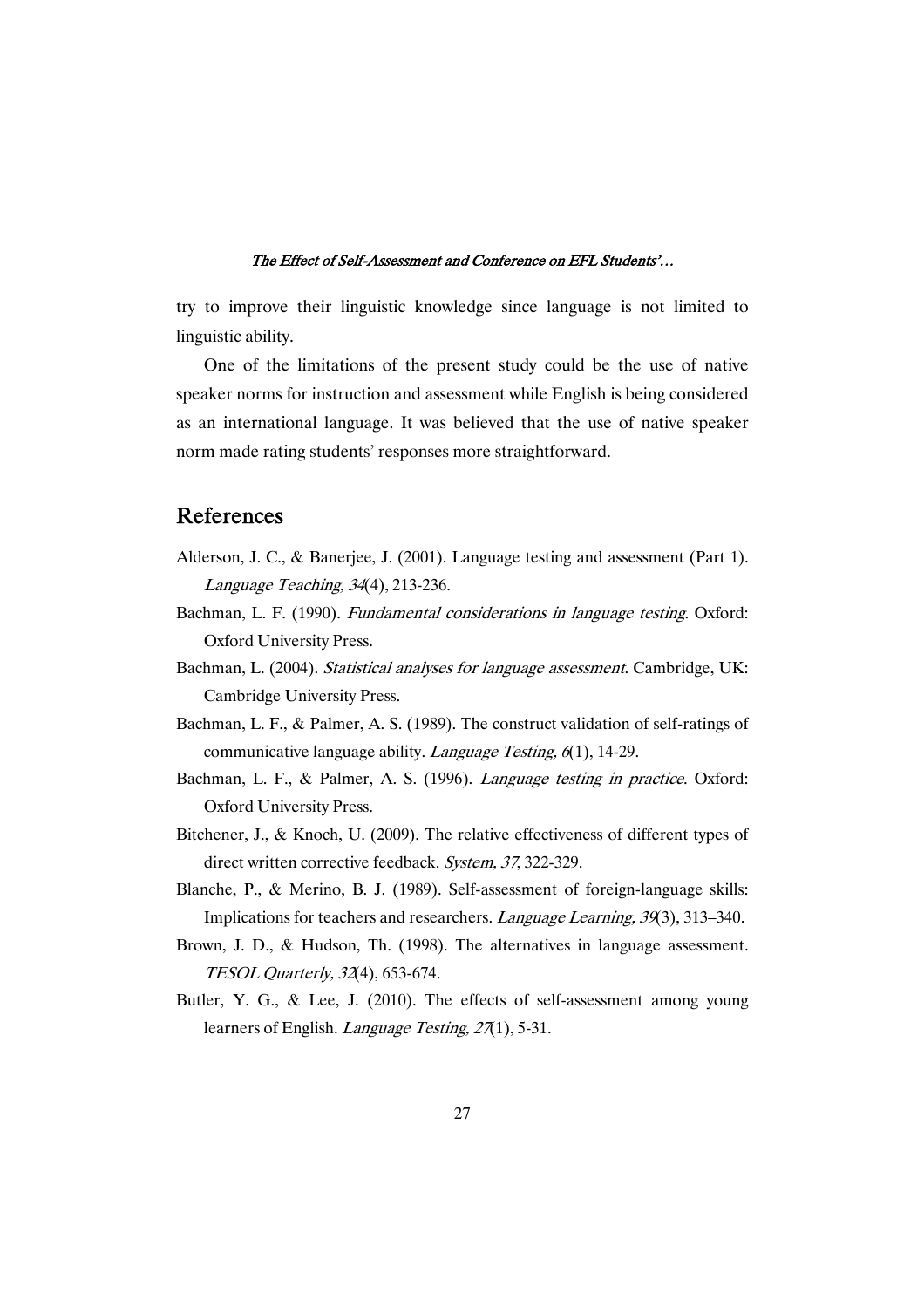try to improve their linguistic knowledge since language is not limited to linguistic ability.

One of the limitations of the present study could be the use of native speaker norms for instruction and assessment while English is being considered as an international language. It was believed that the use of native speaker norm made rating students' responses more straightforward.

## References

Alderson, J. C., & Banerjee, J. (2001). Language testing and assessment (Part 1). *Language Teaching, 34*(4), 213-236.

Bachman, L. F. (1990). *Fundamental considerations in language testing*. Oxford: Oxford University Press.

Bachman, L. (2004). *Statistical analyses for language assessment*. Cambridge, UK: Cambridge University Press.

Bachman, L. F., & Palmer, A. S. (1989). The construct validation of self-ratings of communicative language ability. *Language Testing, 6*(1), 14-29.

Bachman, L. F., & Palmer, A. S. (1996). *Language testing in practice*. Oxford: Oxford University Press.

Bitchener, J., & Knoch, U. (2009). The relative effectiveness of different types of direct written corrective feedback. *System, 37*, 322-329.

Blanche, P., & Merino, B. J. (1989). Self-assessment of foreign-language skills: Implications for teachers and researchers. *Language Learning, 39*(3), 313–340.

Brown, J. D., & Hudson, Th. (1998). The alternatives in language assessment. *TESOL Quarterly, 32*(4), 653-674.

Butler, Y. G., & Lee, J. (2010). The effects of self-assessment among young learners of English. *Language Testing, 27*(1), 5-31.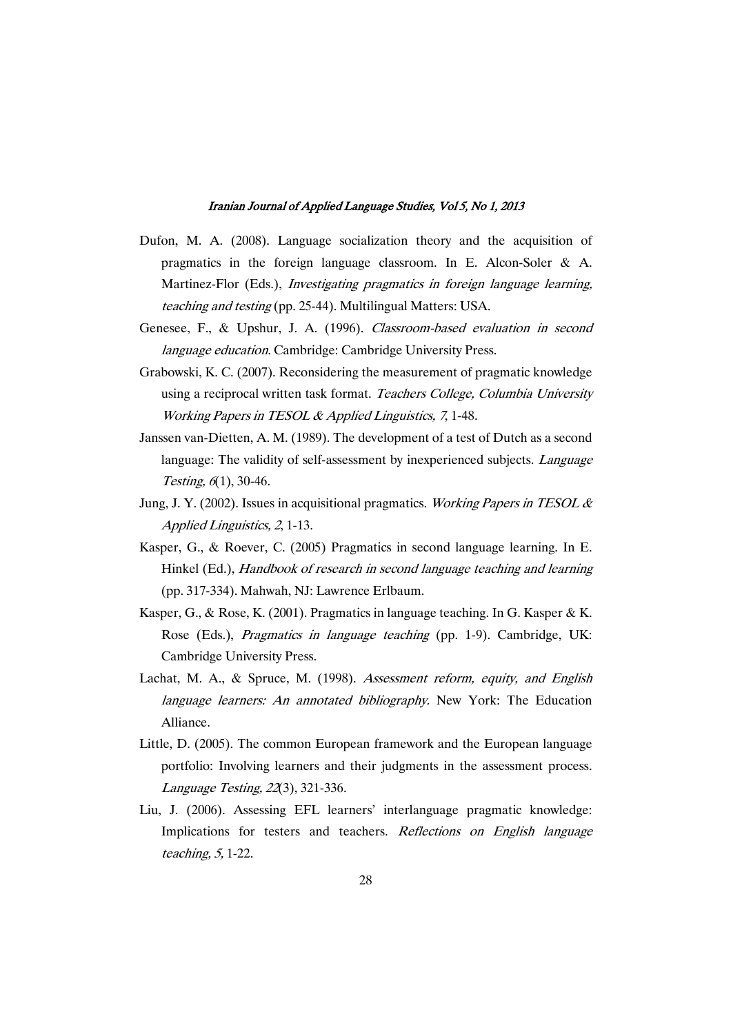Dufon, M. A. (2008). Language socialization theory and the acquisition of pragmatics in the foreign language classroom. In E. Alcon-Soler & A. Martinez-Flor (Eds.), *Investigating pragmatics in foreign language learning, teaching and testing* (pp. 25-44). Multilingual Matters: USA.

Genesee, F., & Upshur, J. A. (1996). *Classroom-based evaluation in second language education*. Cambridge: Cambridge University Press.

Grabowski, K. C. (2007). Reconsidering the measurement of pragmatic knowledge using a reciprocal written task format. *Teachers College, Columbia University Working Papers in TESOL & Applied Linguistics, 7*, 1-48.

Janssen van-Dietten, A. M. (1989). The development of a test of Dutch as a second language: The validity of self-assessment by inexperienced subjects. *Language Testing, 6*(1), 30-46.

Jung, J. Y. (2002). Issues in acquisitional pragmatics. *Working Papers in TESOL & Applied Linguistics, 2*, 1-13.

Kasper, G., & Roever, C. (2005) Pragmatics in second language learning. In E. Hinkel (Ed.), *Handbook of research in second language teaching and learning* (pp. 317-334). Mahwah, NJ: Lawrence Erlbaum.

Kasper, G., & Rose, K. (2001). Pragmatics in language teaching. In G. Kasper & K. Rose (Eds.), *Pragmatics in language teaching* (pp. 1-9). Cambridge, UK: Cambridge University Press.

Lachat, M. A., & Spruce, M. (1998). *Assessment reform, equity, and English language learners: An annotated bibliography.* New York: The Education Alliance.

Little, D. (2005). The common European framework and the European language portfolio: Involving learners and their judgments in the assessment process. *Language Testing, 22*(3), 321-336.

Liu, J. (2006). Assessing EFL learners' interlanguage pragmatic knowledge: Implications for testers and teachers. *Reflections on English language teaching, 5*, 1-22.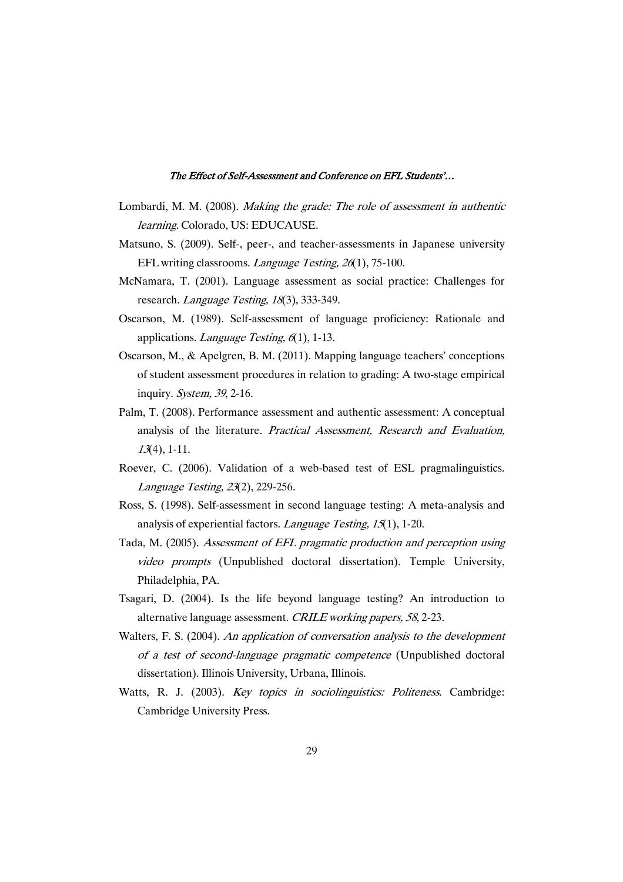Lombardi, M. M. (2008). *Making the grade: The role of assessment in authentic learning*. Colorado, US: EDUCAUSE.

Matsuno, S. (2009). Self-, peer-, and teacher-assessments in Japanese university EFL writing classrooms. *Language Testing, 26*(1), 75-100.

McNamara, T. (2001). Language assessment as social practice: Challenges for research. *Language Testing, 18*(3), 333-349.

Oscarson, M. (1989). Self-assessment of language proficiency: Rationale and applications. *Language Testing, 6*(1), 1-13.

Oscarson, M., & Apelgren, B. M. (2011). Mapping language teachers' conceptions of student assessment procedures in relation to grading: A two-stage empirical inquiry. *System, 39*, 2-16.

Palm, T. (2008). Performance assessment and authentic assessment: A conceptual analysis of the literature. *Practical Assessment, Research and Evaluation, 13*(4), 1-11.

Roever, C. (2006). Validation of a web-based test of ESL pragmalinguistics. *Language Testing, 23*(2), 229-256.

Ross, S. (1998). Self-assessment in second language testing: A meta-analysis and analysis of experiential factors. *Language Testing, 15*(1), 1-20.

Tada, M. (2005). *Assessment of EFL pragmatic production and perception using video prompts* (Unpublished doctoral dissertation). Temple University, Philadelphia, PA.

Tsagari, D. (2004). Is the life beyond language testing? An introduction to alternative language assessment. *CRILE working papers, 58*, 2-23.

Walters, F. S. (2004). *An application of conversation analysis to the development of a test of second-language pragmatic competence* (Unpublished doctoral dissertation). Illinois University, Urbana, Illinois.

Watts, R. J. (2003). *Key topics in sociolinguistics: Politeness*. Cambridge: Cambridge University Press.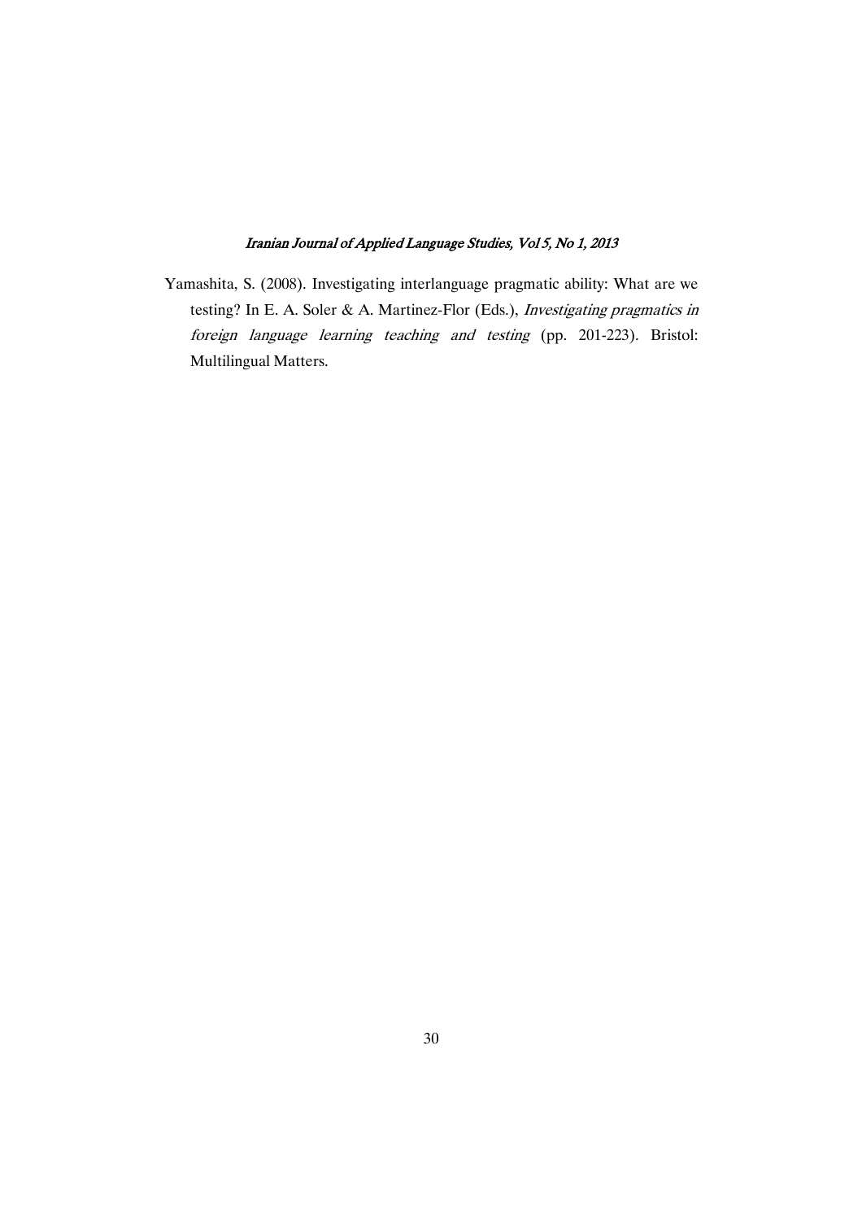Yamashita, S. (2008). Investigating interlanguage pragmatic ability: What are we testing? In E. A. Soler & A. Martinez-Flor (Eds.), *Investigating pragmatics in foreign language learning teaching and testing* (pp. 201-223). Bristol: Multilingual Matters.